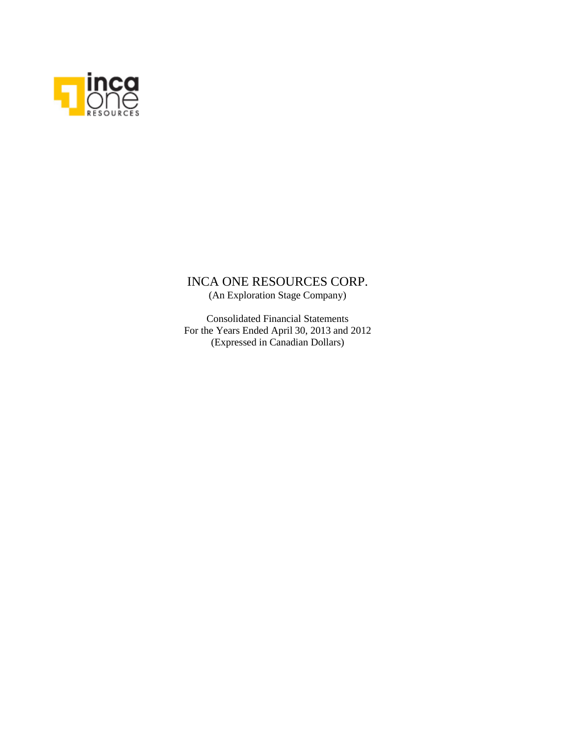# INCA ONE RESOURCES CORP.

(An Exploration Stage Company)

Consolidated Financial Statements
For the Years Ended April 30, 2013 and 2012
(Expressed in Canadian Dollars)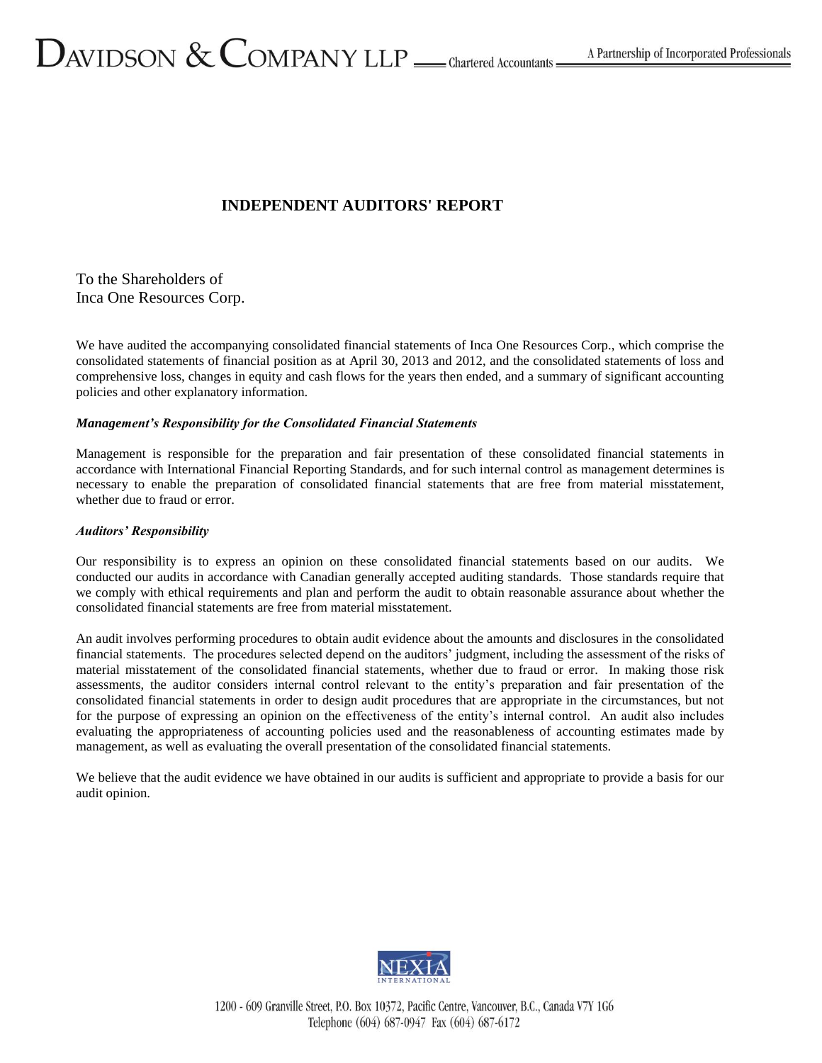# INDEPENDENT AUDITORS' REPORT

To the Shareholders of
Inca One Resources Corp.

We have audited the accompanying consolidated financial statements of Inca One Resources Corp., which comprise the consolidated statements of financial position as at April 30, 2013 and 2012, and the consolidated statements of loss and comprehensive loss, changes in equity and cash flows for the years then ended, and a summary of significant accounting policies and other explanatory information.

***Management's Responsibility for the Consolidated Financial Statements***

Management is responsible for the preparation and fair presentation of these consolidated financial statements in accordance with International Financial Reporting Standards, and for such internal control as management determines is necessary to enable the preparation of consolidated financial statements that are free from material misstatement, whether due to fraud or error.

***Auditors' Responsibility***

Our responsibility is to express an opinion on these consolidated financial statements based on our audits. We conducted our audits in accordance with Canadian generally accepted auditing standards. Those standards require that we comply with ethical requirements and plan and perform the audit to obtain reasonable assurance about whether the consolidated financial statements are free from material misstatement.

An audit involves performing procedures to obtain audit evidence about the amounts and disclosures in the consolidated financial statements. The procedures selected depend on the auditors' judgment, including the assessment of the risks of material misstatement of the consolidated financial statements, whether due to fraud or error. In making those risk assessments, the auditor considers internal control relevant to the entity's preparation and fair presentation of the consolidated financial statements in order to design audit procedures that are appropriate in the circumstances, but not for the purpose of expressing an opinion on the effectiveness of the entity's internal control. An audit also includes evaluating the appropriateness of accounting policies used and the reasonableness of accounting estimates made by management, as well as evaluating the overall presentation of the consolidated financial statements.

We believe that the audit evidence we have obtained in our audits is sufficient and appropriate to provide a basis for our audit opinion.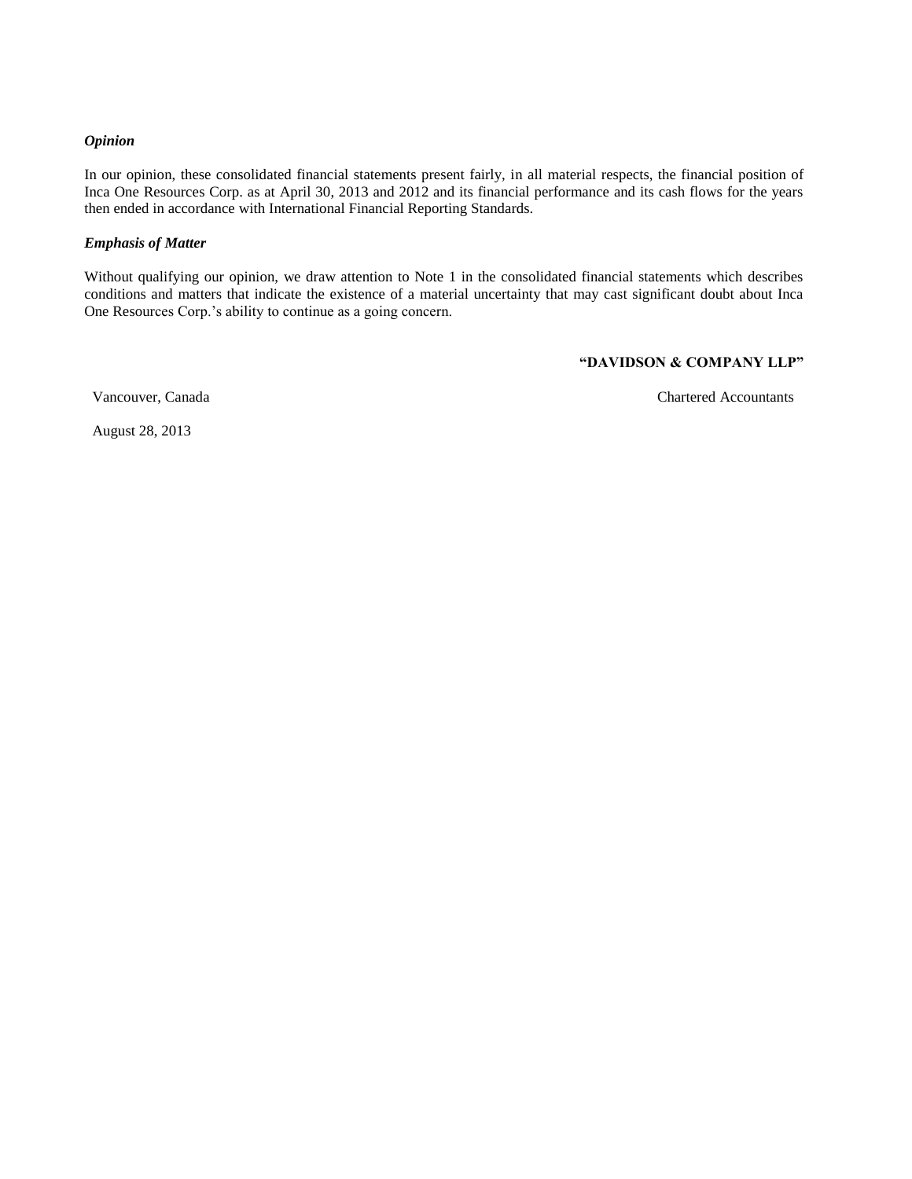*Opinion*

In our opinion, these consolidated financial statements present fairly, in all material respects, the financial position of Inca One Resources Corp. as at April 30, 2013 and 2012 and its financial performance and its cash flows for the years then ended in accordance with International Financial Reporting Standards.

*Emphasis of Matter*

Without qualifying our opinion, we draw attention to Note 1 in the consolidated financial statements which describes conditions and matters that indicate the existence of a material uncertainty that may cast significant doubt about Inca One Resources Corp.'s ability to continue as a going concern.

**"DAVIDSON & COMPANY LLP"**

Vancouver, Canada

Chartered Accountants

August 28, 2013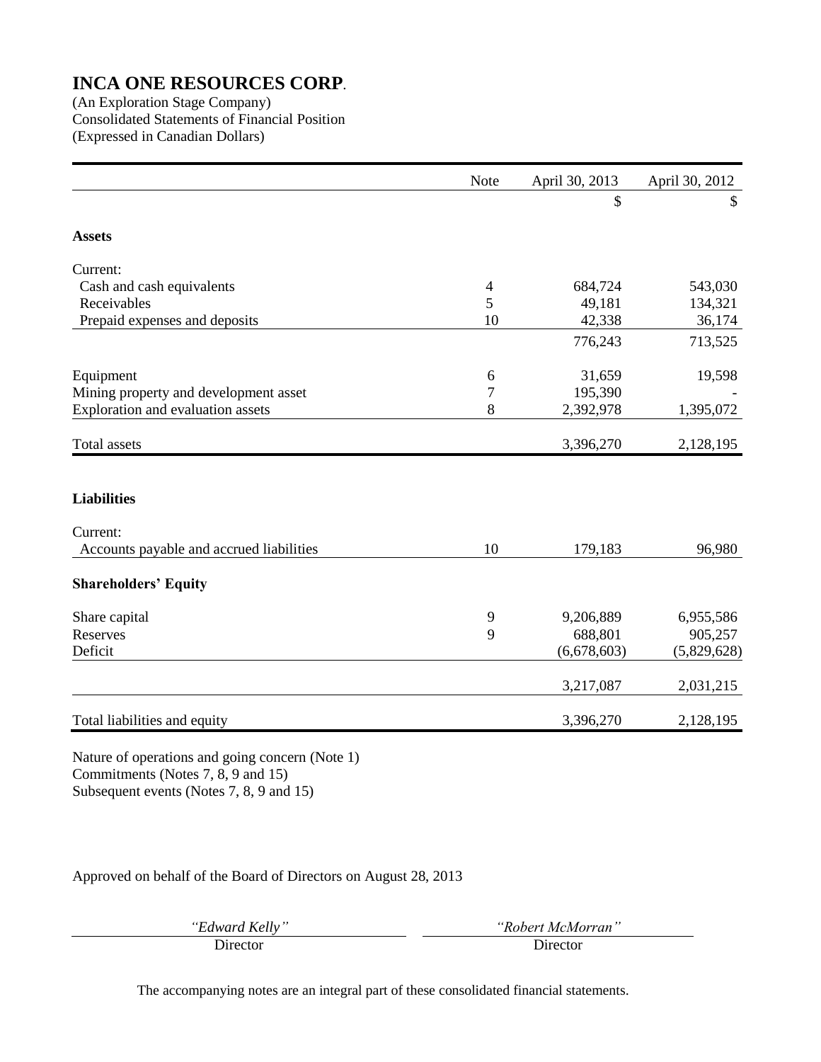# INCA ONE RESOURCES CORP.

(An Exploration Stage Company)
Consolidated Statements of Financial Position
(Expressed in Canadian Dollars)

| | Note | April 30, 2013 | April 30, 2012 |
|---|---|---|---|
| | | $ | $ |
| **Assets** | | | |
| Current: | | | |
| Cash and cash equivalents | 4 | 684,724 | 543,030 |
| Receivables | 5 | 49,181 | 134,321 |
| Prepaid expenses and deposits | 10 | 42,338 | 36,174 |
| | | 776,243 | 713,525 |
| Equipment | 6 | 31,659 | 19,598 |
| Mining property and development asset | 7 | 195,390 | - |
| Exploration and evaluation assets | 8 | 2,392,978 | 1,395,072 |
| Total assets | | 3,396,270 | 2,128,195 |
| **Liabilities** | | | |
| Current: | | | |
| Accounts payable and accrued liabilities | 10 | 179,183 | 96,980 |
| **Shareholders' Equity** | | | |
| Share capital | 9 | 9,206,889 | 6,955,586 |
| Reserves | 9 | 688,801 | 905,257 |
| Deficit | | (6,678,603) | (5,829,628) |
| | | 3,217,087 | 2,031,215 |
| Total liabilities and equity | | 3,396,270 | 2,128,195 |

Nature of operations and going concern (Note 1)
Commitments (Notes 7, 8, 9 and 15)
Subsequent events (Notes 7, 8, 9 and 15)

Approved on behalf of the Board of Directors on August 28, 2013

| *"Edward Kelly"* | *"Robert McMorran"* |
|---|---|
| Director | Director |

The accompanying notes are an integral part of these consolidated financial statements.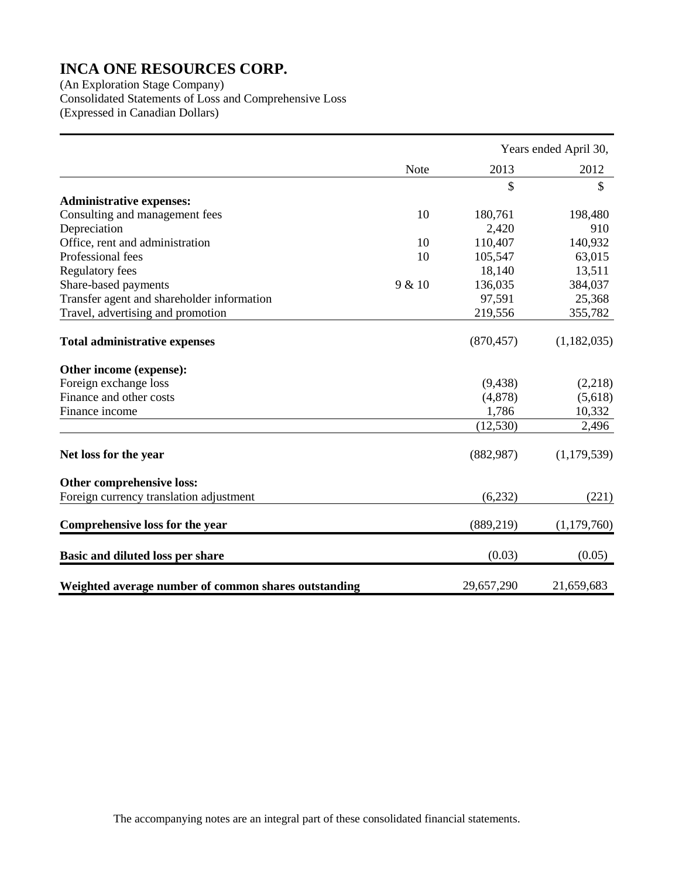# INCA ONE RESOURCES CORP.

(An Exploration Stage Company)
Consolidated Statements of Loss and Comprehensive Loss
(Expressed in Canadian Dollars)

| | Note | Years ended April 30, 2013 | 2012 |
|---|---|---|---|
| | | $ | $ |
| **Administrative expenses:** | | | |
| Consulting and management fees | 10 | 180,761 | 198,480 |
| Depreciation | | 2,420 | 910 |
| Office, rent and administration | 10 | 110,407 | 140,932 |
| Professional fees | 10 | 105,547 | 63,015 |
| Regulatory fees | | 18,140 | 13,511 |
| Share-based payments | 9 & 10 | 136,035 | 384,037 |
| Transfer agent and shareholder information | | 97,591 | 25,368 |
| Travel, advertising and promotion | | 219,556 | 355,782 |
| **Total administrative expenses** | | (870,457) | (1,182,035) |
| **Other income (expense):** | | | |
| Foreign exchange loss | | (9,438) | (2,218) |
| Finance and other costs | | (4,878) | (5,618) |
| Finance income | | 1,786 | 10,332 |
| | | (12,530) | 2,496 |
| **Net loss for the year** | | (882,987) | (1,179,539) |
| **Other comprehensive loss:** | | | |
| Foreign currency translation adjustment | | (6,232) | (221) |
| **Comprehensive loss for the year** | | (889,219) | (1,179,760) |
| **Basic and diluted loss per share** | | (0.03) | (0.05) |
| **Weighted average number of common shares outstanding** | | 29,657,290 | 21,659,683 |

The accompanying notes are an integral part of these consolidated financial statements.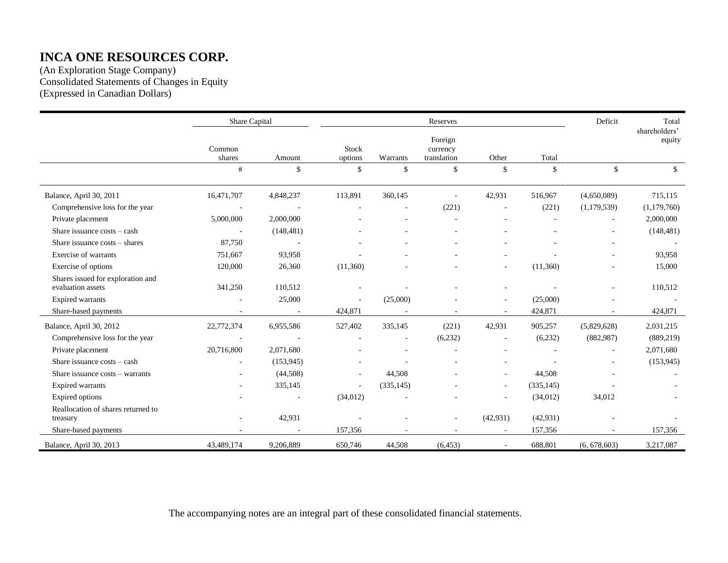# INCA ONE RESOURCES CORP.

(An Exploration Stage Company)
Consolidated Statements of Changes in Equity
(Expressed in Canadian Dollars)

| | Share Capital | | Reserves | | | | | Deficit | Total shareholders' equity |
|---|---|---|---|---|---|---|---|---|---|
| | Common shares | Amount | Stock options | Warrants | Foreign currency translation | Other | Total | | |
| | # | $ | $ | $ | $ | $ | $ | $ | $ |
| Balance, April 30, 2011 | 16,471,707 | 4,848,237 | 113,891 | 360,145 | - | 42,931 | 516,967 | (4,650,089) | 715,115 |
| Comprehensive loss for the year | - | - | - | - | (221) | - | (221) | (1,179,539) | (1,179,760) |
| Private placement | 5,000,000 | 2,000,000 | - | - | - | - | - | - | 2,000,000 |
| Share issuance costs – cash | - | (148,481) | - | - | - | - | - | - | (148,481) |
| Share issuance costs – shares | 87,750 | - | - | - | - | - | - | - | - |
| Exercise of warrants | 751,667 | 93,958 | - | - | - | - | - | - | 93,958 |
| Exercise of options | 120,000 | 26,360 | (11,360) | - | - | - | (11,360) | - | 15,000 |
| Shares issued for exploration and evaluation assets | 341,250 | 110,512 | - | - | - | - | - | - | 110,512 |
| Expired warrants | - | 25,000 | - | (25,000) | - | - | (25,000) | - | - |
| Share-based payments | - | - | 424,871 | - | - | - | 424,871 | - | 424,871 |
| Balance, April 30, 2012 | 22,772,374 | 6,955,586 | 527,402 | 335,145 | (221) | 42,931 | 905,257 | (5,829,628) | 2,031,215 |
| Comprehensive loss for the year | - | - | - | - | (6,232) | - | (6,232) | (882,987) | (889,219) |
| Private placement | 20,716,800 | 2,071,680 | - | - | - | - | - | - | 2,071,680 |
| Share issuance costs – cash | - | (153,945) | - | - | - | - | - | - | (153,945) |
| Share issuance costs – warrants | - | (44,508) | - | 44,508 | - | - | 44,508 | - | - |
| Expired warrants | - | 335,145 | - | (335,145) | - | - | (335,145) | - | - |
| Expired options | - | - | (34,012) | - | - | - | (34,012) | 34,012 | - |
| Reallocation of shares returned to treasury | - | 42,931 | - | - | - | (42,931) | (42,931) | - | - |
| Share-based payments | - | - | 157,356 | - | - | - | 157,356 | - | 157,356 |
| Balance, April 30, 2013 | 43,489,174 | 9,206,889 | 650,746 | 44,508 | (6,453) | - | 688,801 | (6, 678,603) | 3,217,087 |

The accompanying notes are an integral part of these consolidated financial statements.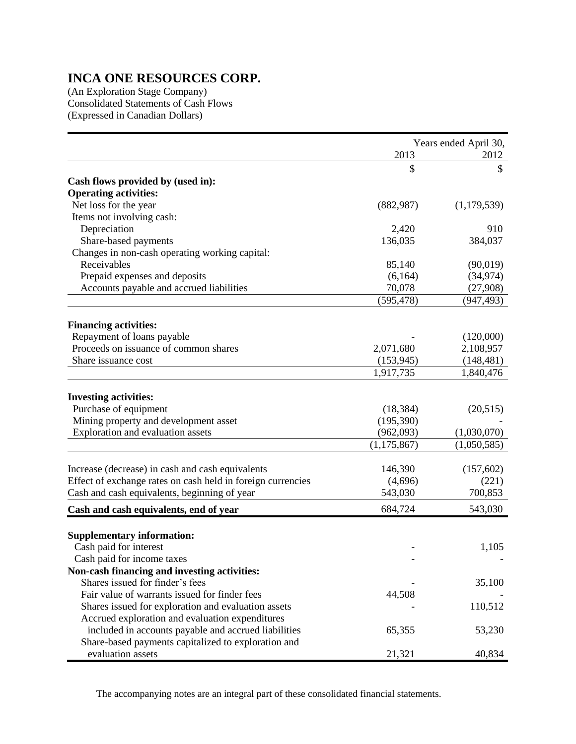# INCA ONE RESOURCES CORP.

(An Exploration Stage Company)
Consolidated Statements of Cash Flows
(Expressed in Canadian Dollars)

| | Years ended April 30, | |
|---|---|---|
| | 2013 | 2012 |
| | $ | $ |
| **Cash flows provided by (used in):** | | |
| **Operating activities:** | | |
| Net loss for the year | (882,987) | (1,179,539) |
| Items not involving cash: | | |
| Depreciation | 2,420 | 910 |
| Share-based payments | 136,035 | 384,037 |
| Changes in non-cash operating working capital: | | |
| Receivables | 85,140 | (90,019) |
| Prepaid expenses and deposits | (6,164) | (34,974) |
| Accounts payable and accrued liabilities | 70,078 | (27,908) |
| | (595,478) | (947,493) |
| **Financing activities:** | | |
| Repayment of loans payable | - | (120,000) |
| Proceeds on issuance of common shares | 2,071,680 | 2,108,957 |
| Share issuance cost | (153,945) | (148,481) |
| | 1,917,735 | 1,840,476 |
| **Investing activities:** | | |
| Purchase of equipment | (18,384) | (20,515) |
| Mining property and development asset | (195,390) | - |
| Exploration and evaluation assets | (962,093) | (1,030,070) |
| | (1,175,867) | (1,050,585) |
| Increase (decrease) in cash and cash equivalents | 146,390 | (157,602) |
| Effect of exchange rates on cash held in foreign currencies | (4,696) | (221) |
| Cash and cash equivalents, beginning of year | 543,030 | 700,853 |
| **Cash and cash equivalents, end of year** | 684,724 | 543,030 |
| **Supplementary information:** | | |
| Cash paid for interest | - | 1,105 |
| Cash paid for income taxes | - | - |
| **Non-cash financing and investing activities:** | | |
| Shares issued for finder's fees | - | 35,100 |
| Fair value of warrants issued for finder fees | 44,508 | - |
| Shares issued for exploration and evaluation assets | - | 110,512 |
| Accrued exploration and evaluation expenditures included in accounts payable and accrued liabilities | 65,355 | 53,230 |
| Share-based payments capitalized to exploration and evaluation assets | 21,321 | 40,834 |

The accompanying notes are an integral part of these consolidated financial statements.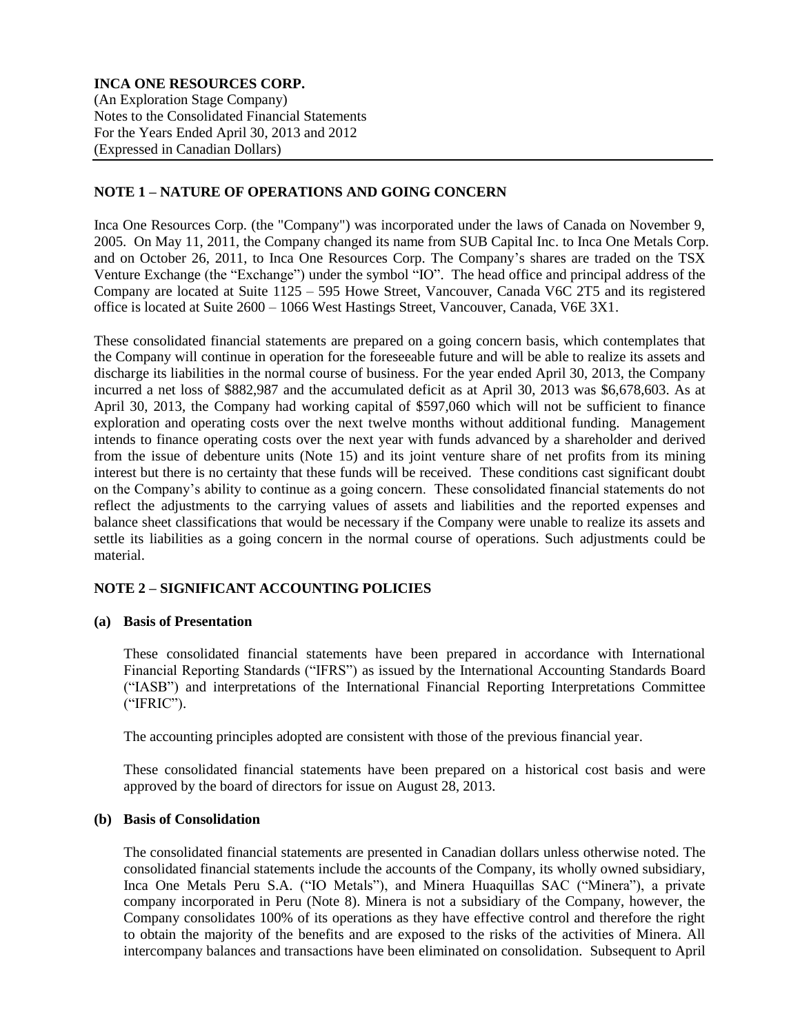**INCA ONE RESOURCES CORP.**
(An Exploration Stage Company)
Notes to the Consolidated Financial Statements
For the Years Ended April 30, 2013 and 2012
(Expressed in Canadian Dollars)

## NOTE 1 – NATURE OF OPERATIONS AND GOING CONCERN

Inca One Resources Corp. (the "Company") was incorporated under the laws of Canada on November 9, 2005. On May 11, 2011, the Company changed its name from SUB Capital Inc. to Inca One Metals Corp. and on October 26, 2011, to Inca One Resources Corp. The Company's shares are traded on the TSX Venture Exchange (the "Exchange") under the symbol "IO". The head office and principal address of the Company are located at Suite 1125 – 595 Howe Street, Vancouver, Canada V6C 2T5 and its registered office is located at Suite 2600 – 1066 West Hastings Street, Vancouver, Canada, V6E 3X1.

These consolidated financial statements are prepared on a going concern basis, which contemplates that the Company will continue in operation for the foreseeable future and will be able to realize its assets and discharge its liabilities in the normal course of business. For the year ended April 30, 2013, the Company incurred a net loss of $882,987 and the accumulated deficit as at April 30, 2013 was $6,678,603. As at April 30, 2013, the Company had working capital of $597,060 which will not be sufficient to finance exploration and operating costs over the next twelve months without additional funding. Management intends to finance operating costs over the next year with funds advanced by a shareholder and derived from the issue of debenture units (Note 15) and its joint venture share of net profits from its mining interest but there is no certainty that these funds will be received. These conditions cast significant doubt on the Company's ability to continue as a going concern. These consolidated financial statements do not reflect the adjustments to the carrying values of assets and liabilities and the reported expenses and balance sheet classifications that would be necessary if the Company were unable to realize its assets and settle its liabilities as a going concern in the normal course of operations. Such adjustments could be material.

## NOTE 2 – SIGNIFICANT ACCOUNTING POLICIES

### (a) Basis of Presentation

These consolidated financial statements have been prepared in accordance with International Financial Reporting Standards ("IFRS") as issued by the International Accounting Standards Board ("IASB") and interpretations of the International Financial Reporting Interpretations Committee ("IFRIC").

The accounting principles adopted are consistent with those of the previous financial year.

These consolidated financial statements have been prepared on a historical cost basis and were approved by the board of directors for issue on August 28, 2013.

### (b) Basis of Consolidation

The consolidated financial statements are presented in Canadian dollars unless otherwise noted. The consolidated financial statements include the accounts of the Company, its wholly owned subsidiary, Inca One Metals Peru S.A. ("IO Metals"), and Minera Huaquillas SAC ("Minera"), a private company incorporated in Peru (Note 8). Minera is not a subsidiary of the Company, however, the Company consolidates 100% of its operations as they have effective control and therefore the right to obtain the majority of the benefits and are exposed to the risks of the activities of Minera. All intercompany balances and transactions have been eliminated on consolidation. Subsequent to April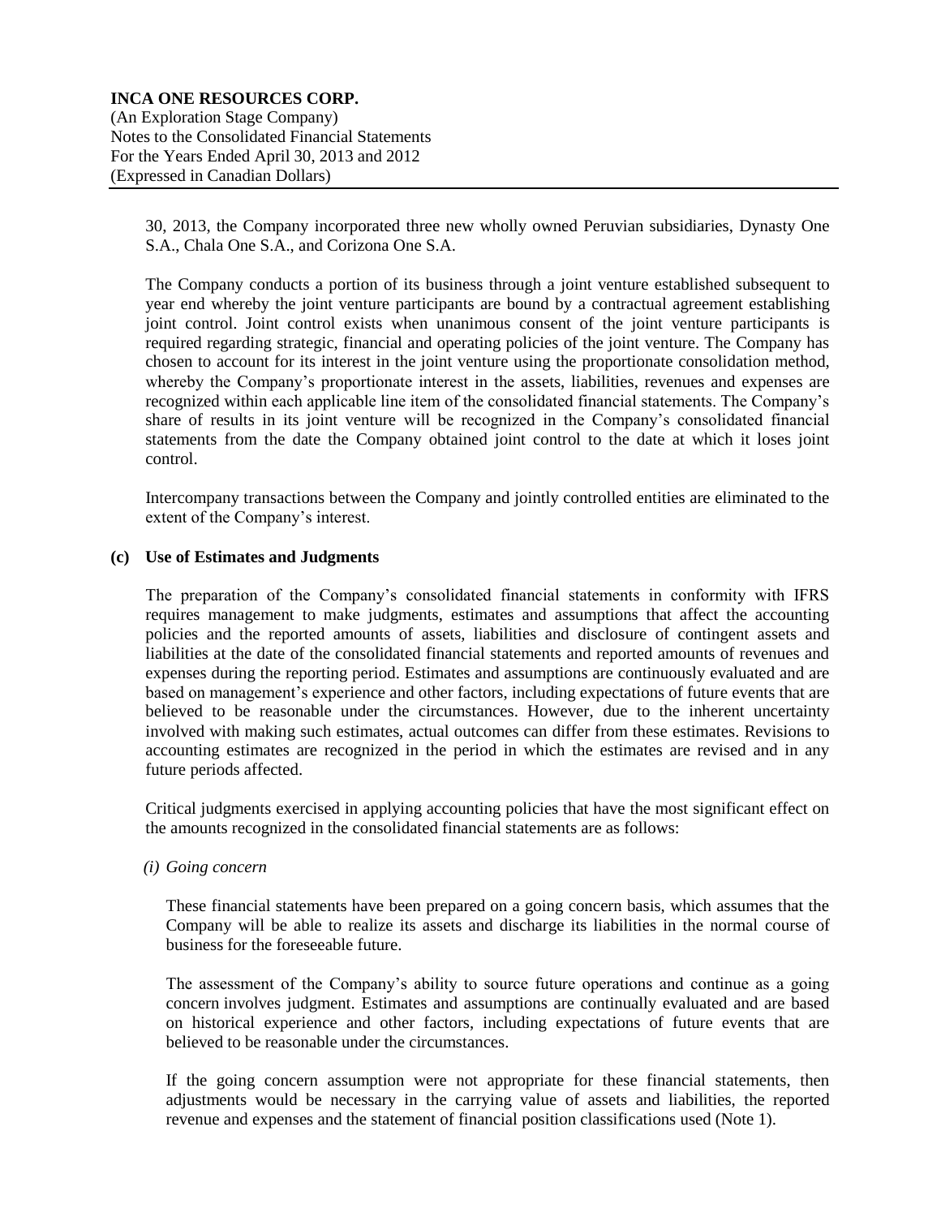30, 2013, the Company incorporated three new wholly owned Peruvian subsidiaries, Dynasty One S.A., Chala One S.A., and Corizona One S.A.

The Company conducts a portion of its business through a joint venture established subsequent to year end whereby the joint venture participants are bound by a contractual agreement establishing joint control. Joint control exists when unanimous consent of the joint venture participants is required regarding strategic, financial and operating policies of the joint venture. The Company has chosen to account for its interest in the joint venture using the proportionate consolidation method, whereby the Company's proportionate interest in the assets, liabilities, revenues and expenses are recognized within each applicable line item of the consolidated financial statements. The Company's share of results in its joint venture will be recognized in the Company's consolidated financial statements from the date the Company obtained joint control to the date at which it loses joint control.

Intercompany transactions between the Company and jointly controlled entities are eliminated to the extent of the Company's interest.

### (c) Use of Estimates and Judgments

The preparation of the Company's consolidated financial statements in conformity with IFRS requires management to make judgments, estimates and assumptions that affect the accounting policies and the reported amounts of assets, liabilities and disclosure of contingent assets and liabilities at the date of the consolidated financial statements and reported amounts of revenues and expenses during the reporting period. Estimates and assumptions are continuously evaluated and are based on management's experience and other factors, including expectations of future events that are believed to be reasonable under the circumstances. However, due to the inherent uncertainty involved with making such estimates, actual outcomes can differ from these estimates. Revisions to accounting estimates are recognized in the period in which the estimates are revised and in any future periods affected.

Critical judgments exercised in applying accounting policies that have the most significant effect on the amounts recognized in the consolidated financial statements are as follows:

*(i) Going concern*

These financial statements have been prepared on a going concern basis, which assumes that the Company will be able to realize its assets and discharge its liabilities in the normal course of business for the foreseeable future.

The assessment of the Company's ability to source future operations and continue as a going concern involves judgment. Estimates and assumptions are continually evaluated and are based on historical experience and other factors, including expectations of future events that are believed to be reasonable under the circumstances.

If the going concern assumption were not appropriate for these financial statements, then adjustments would be necessary in the carrying value of assets and liabilities, the reported revenue and expenses and the statement of financial position classifications used (Note 1).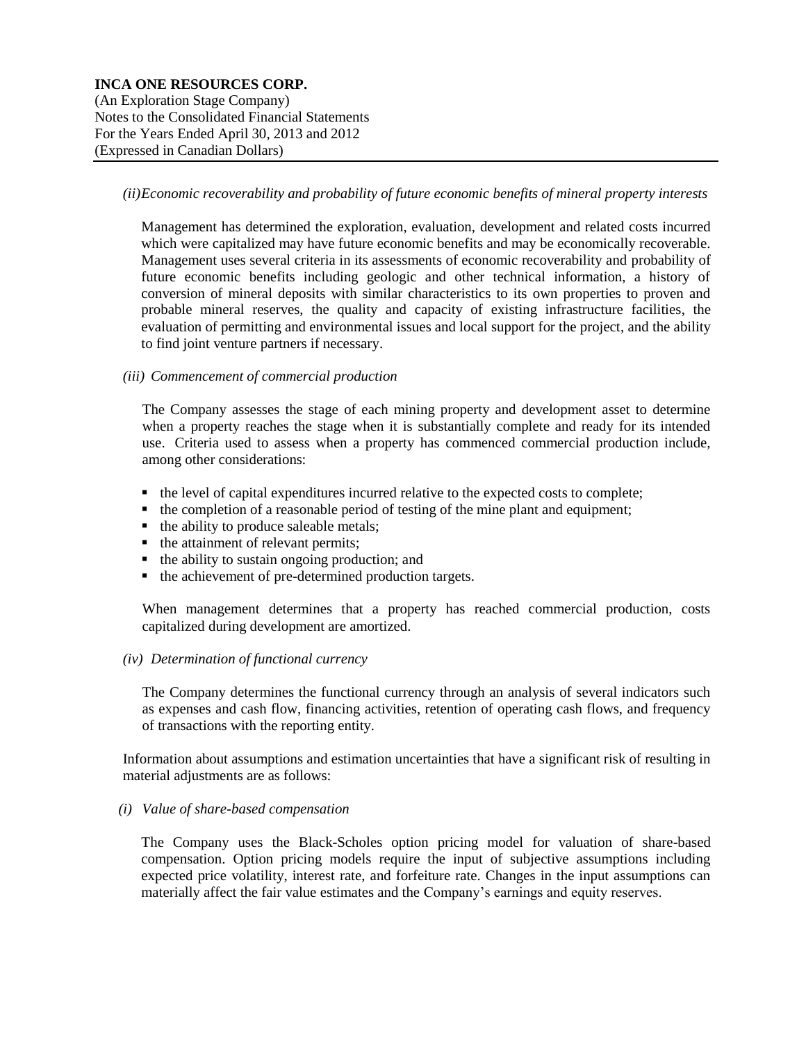*(ii) Economic recoverability and probability of future economic benefits of mineral property interests*

Management has determined the exploration, evaluation, development and related costs incurred which were capitalized may have future economic benefits and may be economically recoverable. Management uses several criteria in its assessments of economic recoverability and probability of future economic benefits including geologic and other technical information, a history of conversion of mineral deposits with similar characteristics to its own properties to proven and probable mineral reserves, the quality and capacity of existing infrastructure facilities, the evaluation of permitting and environmental issues and local support for the project, and the ability to find joint venture partners if necessary.

*(iii) Commencement of commercial production*

The Company assesses the stage of each mining property and development asset to determine when a property reaches the stage when it is substantially complete and ready for its intended use. Criteria used to assess when a property has commenced commercial production include, among other considerations:

- the level of capital expenditures incurred relative to the expected costs to complete;
- the completion of a reasonable period of testing of the mine plant and equipment;
- the ability to produce saleable metals;
- the attainment of relevant permits;
- the ability to sustain ongoing production; and
- the achievement of pre-determined production targets.

When management determines that a property has reached commercial production, costs capitalized during development are amortized.

*(iv) Determination of functional currency*

The Company determines the functional currency through an analysis of several indicators such as expenses and cash flow, financing activities, retention of operating cash flows, and frequency of transactions with the reporting entity.

Information about assumptions and estimation uncertainties that have a significant risk of resulting in material adjustments are as follows:

*(i) Value of share-based compensation*

The Company uses the Black-Scholes option pricing model for valuation of share-based compensation. Option pricing models require the input of subjective assumptions including expected price volatility, interest rate, and forfeiture rate. Changes in the input assumptions can materially affect the fair value estimates and the Company's earnings and equity reserves.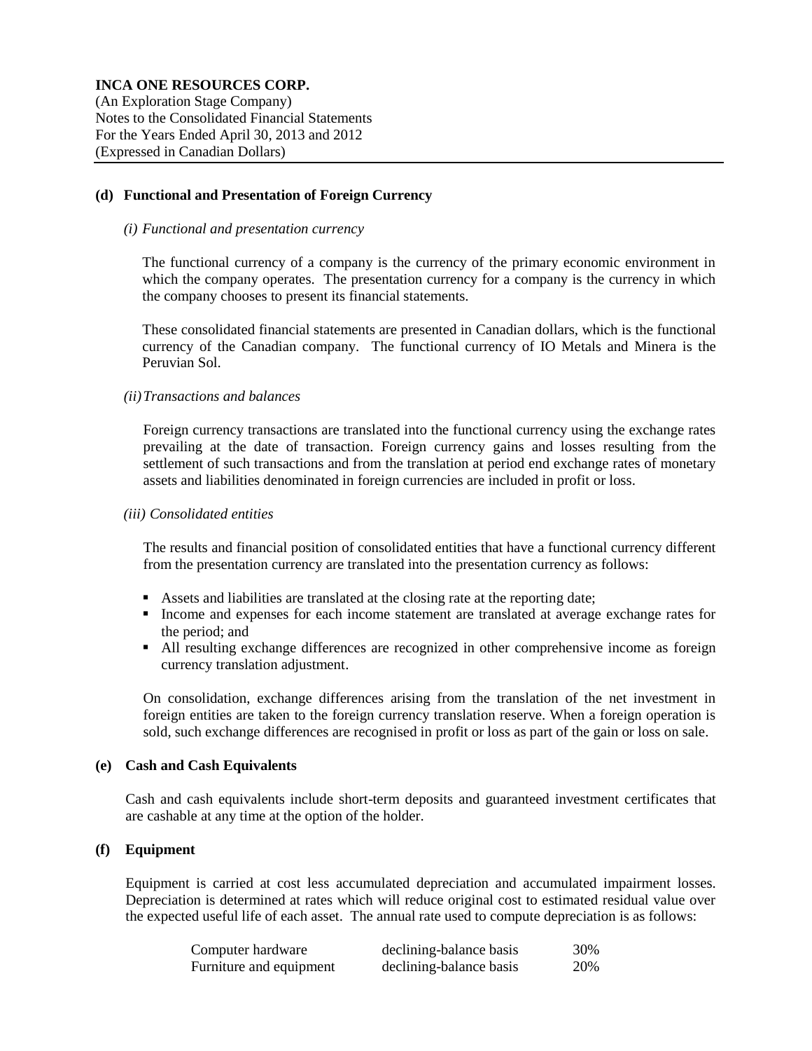#### (d) Functional and Presentation of Foreign Currency

*(i) Functional and presentation currency*

The functional currency of a company is the currency of the primary economic environment in which the company operates. The presentation currency for a company is the currency in which the company chooses to present its financial statements.

These consolidated financial statements are presented in Canadian dollars, which is the functional currency of the Canadian company. The functional currency of IO Metals and Minera is the Peruvian Sol.

*(ii) Transactions and balances*

Foreign currency transactions are translated into the functional currency using the exchange rates prevailing at the date of transaction. Foreign currency gains and losses resulting from the settlement of such transactions and from the translation at period end exchange rates of monetary assets and liabilities denominated in foreign currencies are included in profit or loss.

*(iii) Consolidated entities*

The results and financial position of consolidated entities that have a functional currency different from the presentation currency are translated into the presentation currency as follows:

- Assets and liabilities are translated at the closing rate at the reporting date;
- Income and expenses for each income statement are translated at average exchange rates for the period; and
- All resulting exchange differences are recognized in other comprehensive income as foreign currency translation adjustment.

On consolidation, exchange differences arising from the translation of the net investment in foreign entities are taken to the foreign currency translation reserve. When a foreign operation is sold, such exchange differences are recognised in profit or loss as part of the gain or loss on sale.

#### (e) Cash and Cash Equivalents

Cash and cash equivalents include short-term deposits and guaranteed investment certificates that are cashable at any time at the option of the holder.

#### (f) Equipment

Equipment is carried at cost less accumulated depreciation and accumulated impairment losses. Depreciation is determined at rates which will reduce original cost to estimated residual value over the expected useful life of each asset. The annual rate used to compute depreciation is as follows:

| | | |
|---|---|---|
| Computer hardware | declining-balance basis | 30% |
| Furniture and equipment | declining-balance basis | 20% |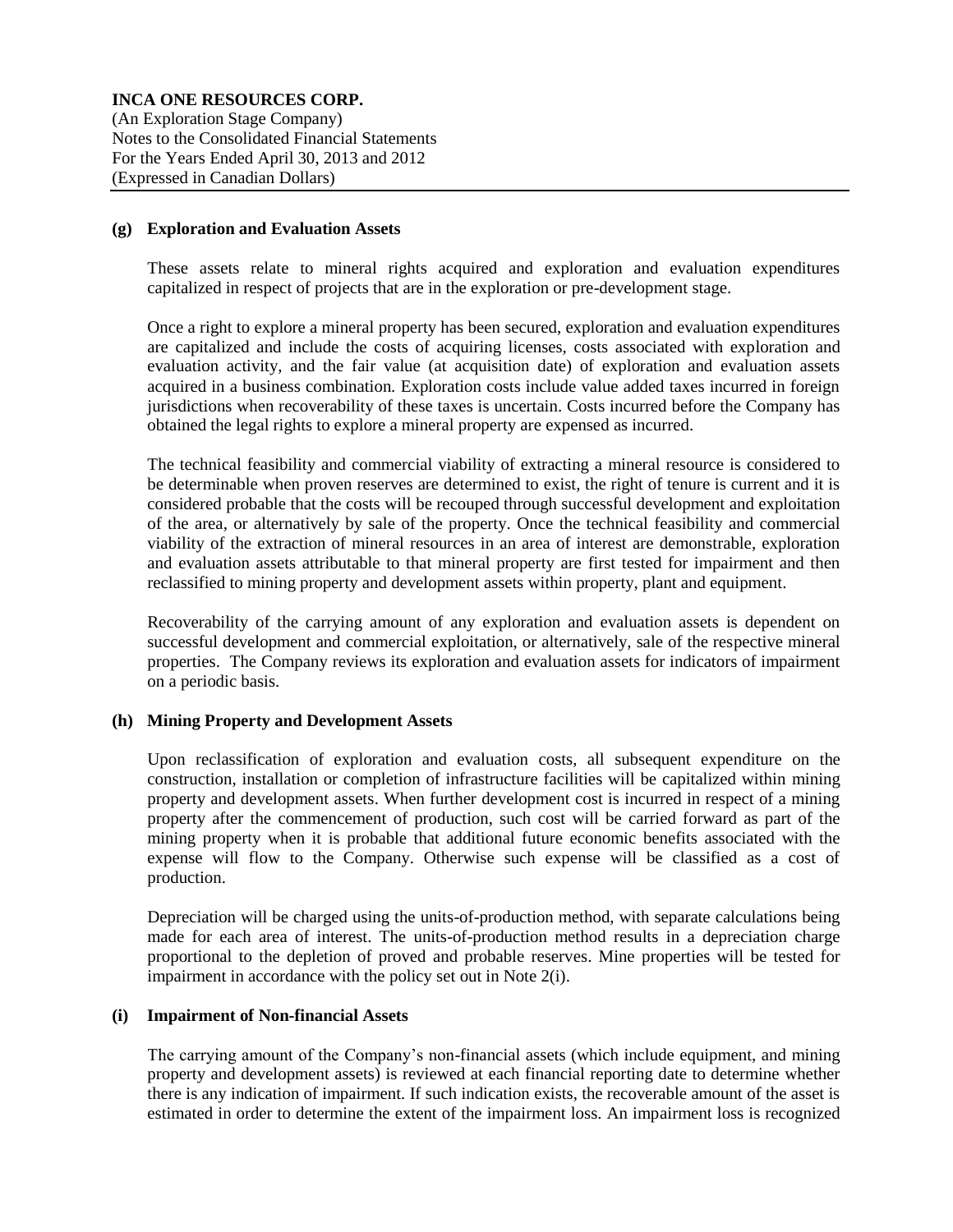### (g) Exploration and Evaluation Assets

These assets relate to mineral rights acquired and exploration and evaluation expenditures capitalized in respect of projects that are in the exploration or pre-development stage.

Once a right to explore a mineral property has been secured, exploration and evaluation expenditures are capitalized and include the costs of acquiring licenses, costs associated with exploration and evaluation activity, and the fair value (at acquisition date) of exploration and evaluation assets acquired in a business combination. Exploration costs include value added taxes incurred in foreign jurisdictions when recoverability of these taxes is uncertain. Costs incurred before the Company has obtained the legal rights to explore a mineral property are expensed as incurred.

The technical feasibility and commercial viability of extracting a mineral resource is considered to be determinable when proven reserves are determined to exist, the right of tenure is current and it is considered probable that the costs will be recouped through successful development and exploitation of the area, or alternatively by sale of the property. Once the technical feasibility and commercial viability of the extraction of mineral resources in an area of interest are demonstrable, exploration and evaluation assets attributable to that mineral property are first tested for impairment and then reclassified to mining property and development assets within property, plant and equipment.

Recoverability of the carrying amount of any exploration and evaluation assets is dependent on successful development and commercial exploitation, or alternatively, sale of the respective mineral properties. The Company reviews its exploration and evaluation assets for indicators of impairment on a periodic basis.

### (h) Mining Property and Development Assets

Upon reclassification of exploration and evaluation costs, all subsequent expenditure on the construction, installation or completion of infrastructure facilities will be capitalized within mining property and development assets. When further development cost is incurred in respect of a mining property after the commencement of production, such cost will be carried forward as part of the mining property when it is probable that additional future economic benefits associated with the expense will flow to the Company. Otherwise such expense will be classified as a cost of production.

Depreciation will be charged using the units-of-production method, with separate calculations being made for each area of interest. The units-of-production method results in a depreciation charge proportional to the depletion of proved and probable reserves. Mine properties will be tested for impairment in accordance with the policy set out in Note 2(i).

### (i) Impairment of Non-financial Assets

The carrying amount of the Company's non-financial assets (which include equipment, and mining property and development assets) is reviewed at each financial reporting date to determine whether there is any indication of impairment. If such indication exists, the recoverable amount of the asset is estimated in order to determine the extent of the impairment loss. An impairment loss is recognized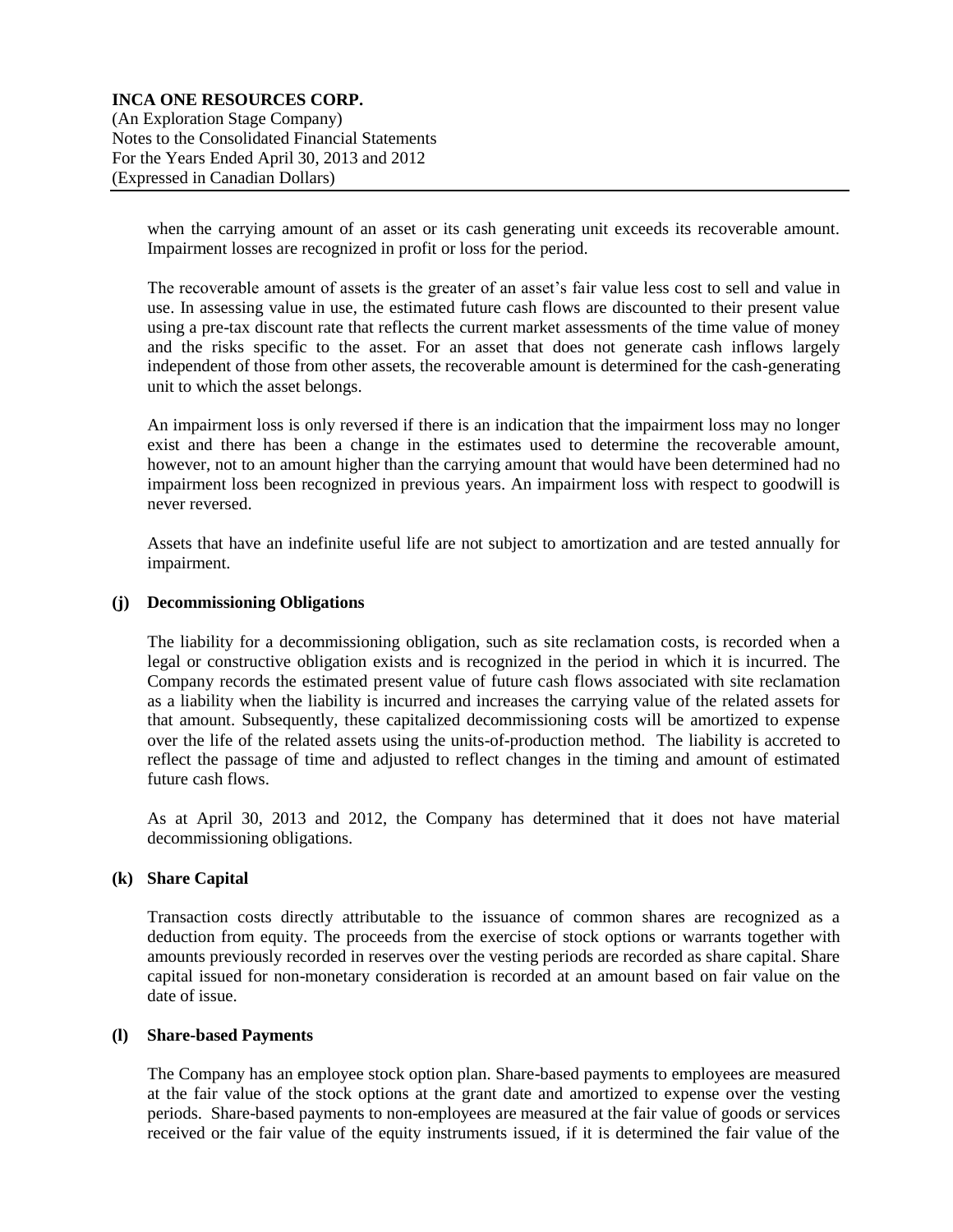when the carrying amount of an asset or its cash generating unit exceeds its recoverable amount. Impairment losses are recognized in profit or loss for the period.

The recoverable amount of assets is the greater of an asset's fair value less cost to sell and value in use. In assessing value in use, the estimated future cash flows are discounted to their present value using a pre-tax discount rate that reflects the current market assessments of the time value of money and the risks specific to the asset. For an asset that does not generate cash inflows largely independent of those from other assets, the recoverable amount is determined for the cash-generating unit to which the asset belongs.

An impairment loss is only reversed if there is an indication that the impairment loss may no longer exist and there has been a change in the estimates used to determine the recoverable amount, however, not to an amount higher than the carrying amount that would have been determined had no impairment loss been recognized in previous years. An impairment loss with respect to goodwill is never reversed.

Assets that have an indefinite useful life are not subject to amortization and are tested annually for impairment.

**(j) Decommissioning Obligations**

The liability for a decommissioning obligation, such as site reclamation costs, is recorded when a legal or constructive obligation exists and is recognized in the period in which it is incurred. The Company records the estimated present value of future cash flows associated with site reclamation as a liability when the liability is incurred and increases the carrying value of the related assets for that amount. Subsequently, these capitalized decommissioning costs will be amortized to expense over the life of the related assets using the units-of-production method. The liability is accreted to reflect the passage of time and adjusted to reflect changes in the timing and amount of estimated future cash flows.

As at April 30, 2013 and 2012, the Company has determined that it does not have material decommissioning obligations.

**(k) Share Capital**

Transaction costs directly attributable to the issuance of common shares are recognized as a deduction from equity. The proceeds from the exercise of stock options or warrants together with amounts previously recorded in reserves over the vesting periods are recorded as share capital. Share capital issued for non-monetary consideration is recorded at an amount based on fair value on the date of issue.

**(l) Share-based Payments**

The Company has an employee stock option plan. Share-based payments to employees are measured at the fair value of the stock options at the grant date and amortized to expense over the vesting periods. Share-based payments to non-employees are measured at the fair value of goods or services received or the fair value of the equity instruments issued, if it is determined the fair value of the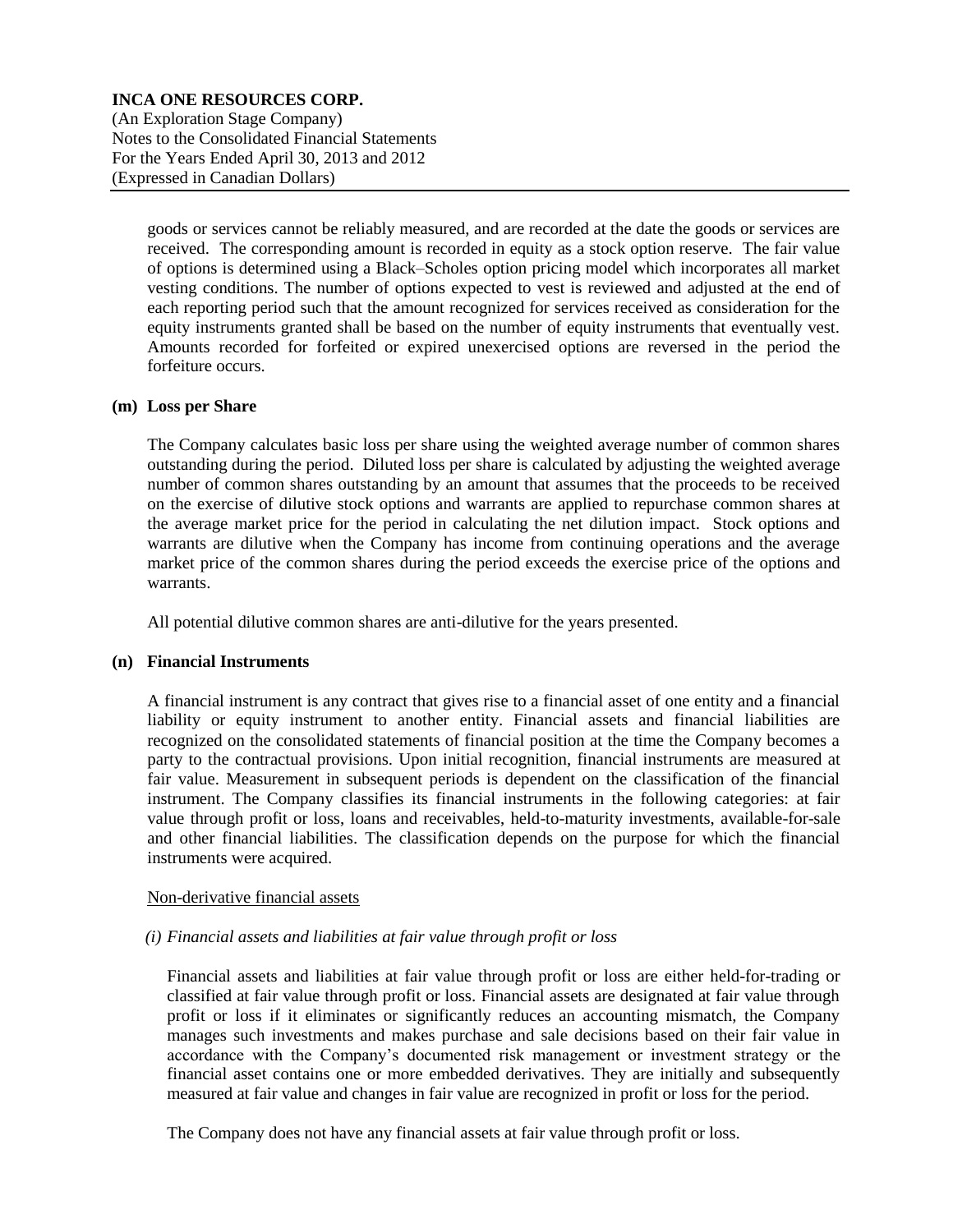goods or services cannot be reliably measured, and are recorded at the date the goods or services are received. The corresponding amount is recorded in equity as a stock option reserve. The fair value of options is determined using a Black–Scholes option pricing model which incorporates all market vesting conditions. The number of options expected to vest is reviewed and adjusted at the end of each reporting period such that the amount recognized for services received as consideration for the equity instruments granted shall be based on the number of equity instruments that eventually vest. Amounts recorded for forfeited or expired unexercised options are reversed in the period the forfeiture occurs.

**(m) Loss per Share**

The Company calculates basic loss per share using the weighted average number of common shares outstanding during the period. Diluted loss per share is calculated by adjusting the weighted average number of common shares outstanding by an amount that assumes that the proceeds to be received on the exercise of dilutive stock options and warrants are applied to repurchase common shares at the average market price for the period in calculating the net dilution impact. Stock options and warrants are dilutive when the Company has income from continuing operations and the average market price of the common shares during the period exceeds the exercise price of the options and warrants.

All potential dilutive common shares are anti-dilutive for the years presented.

**(n) Financial Instruments**

A financial instrument is any contract that gives rise to a financial asset of one entity and a financial liability or equity instrument to another entity. Financial assets and financial liabilities are recognized on the consolidated statements of financial position at the time the Company becomes a party to the contractual provisions. Upon initial recognition, financial instruments are measured at fair value. Measurement in subsequent periods is dependent on the classification of the financial instrument. The Company classifies its financial instruments in the following categories: at fair value through profit or loss, loans and receivables, held-to-maturity investments, available-for-sale and other financial liabilities. The classification depends on the purpose for which the financial instruments were acquired.

Non-derivative financial assets

*(i) Financial assets and liabilities at fair value through profit or loss*

Financial assets and liabilities at fair value through profit or loss are either held-for-trading or classified at fair value through profit or loss. Financial assets are designated at fair value through profit or loss if it eliminates or significantly reduces an accounting mismatch, the Company manages such investments and makes purchase and sale decisions based on their fair value in accordance with the Company's documented risk management or investment strategy or the financial asset contains one or more embedded derivatives. They are initially and subsequently measured at fair value and changes in fair value are recognized in profit or loss for the period.

The Company does not have any financial assets at fair value through profit or loss.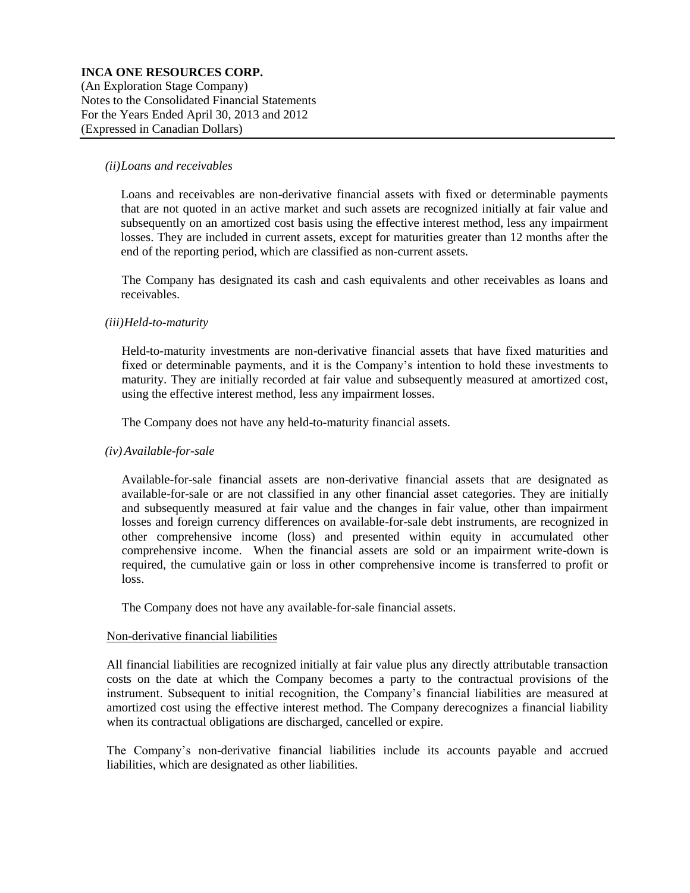*(ii) Loans and receivables*

Loans and receivables are non-derivative financial assets with fixed or determinable payments that are not quoted in an active market and such assets are recognized initially at fair value and subsequently on an amortized cost basis using the effective interest method, less any impairment losses. They are included in current assets, except for maturities greater than 12 months after the end of the reporting period, which are classified as non-current assets.

The Company has designated its cash and cash equivalents and other receivables as loans and receivables.

*(iii) Held-to-maturity*

Held-to-maturity investments are non-derivative financial assets that have fixed maturities and fixed or determinable payments, and it is the Company's intention to hold these investments to maturity. They are initially recorded at fair value and subsequently measured at amortized cost, using the effective interest method, less any impairment losses.

The Company does not have any held-to-maturity financial assets.

*(iv) Available-for-sale*

Available-for-sale financial assets are non-derivative financial assets that are designated as available-for-sale or are not classified in any other financial asset categories. They are initially and subsequently measured at fair value and the changes in fair value, other than impairment losses and foreign currency differences on available-for-sale debt instruments, are recognized in other comprehensive income (loss) and presented within equity in accumulated other comprehensive income. When the financial assets are sold or an impairment write-down is required, the cumulative gain or loss in other comprehensive income is transferred to profit or loss.

The Company does not have any available-for-sale financial assets.

Non-derivative financial liabilities

All financial liabilities are recognized initially at fair value plus any directly attributable transaction costs on the date at which the Company becomes a party to the contractual provisions of the instrument. Subsequent to initial recognition, the Company's financial liabilities are measured at amortized cost using the effective interest method. The Company derecognizes a financial liability when its contractual obligations are discharged, cancelled or expire.

The Company's non-derivative financial liabilities include its accounts payable and accrued liabilities, which are designated as other liabilities.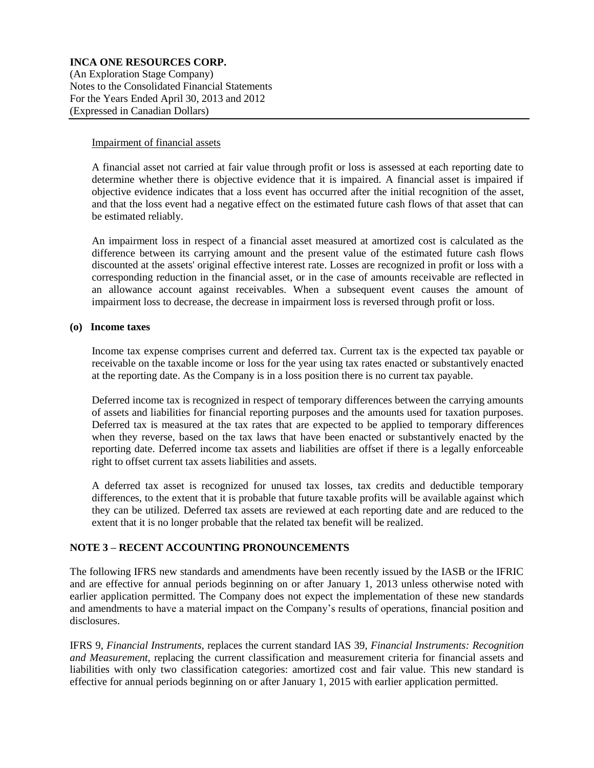Impairment of financial assets

A financial asset not carried at fair value through profit or loss is assessed at each reporting date to determine whether there is objective evidence that it is impaired. A financial asset is impaired if objective evidence indicates that a loss event has occurred after the initial recognition of the asset, and that the loss event had a negative effect on the estimated future cash flows of that asset that can be estimated reliably.

An impairment loss in respect of a financial asset measured at amortized cost is calculated as the difference between its carrying amount and the present value of the estimated future cash flows discounted at the assets' original effective interest rate. Losses are recognized in profit or loss with a corresponding reduction in the financial asset, or in the case of amounts receivable are reflected in an allowance account against receivables. When a subsequent event causes the amount of impairment loss to decrease, the decrease in impairment loss is reversed through profit or loss.

**(o) Income taxes**

Income tax expense comprises current and deferred tax. Current tax is the expected tax payable or receivable on the taxable income or loss for the year using tax rates enacted or substantively enacted at the reporting date. As the Company is in a loss position there is no current tax payable.

Deferred income tax is recognized in respect of temporary differences between the carrying amounts of assets and liabilities for financial reporting purposes and the amounts used for taxation purposes. Deferred tax is measured at the tax rates that are expected to be applied to temporary differences when they reverse, based on the tax laws that have been enacted or substantively enacted by the reporting date. Deferred income tax assets and liabilities are offset if there is a legally enforceable right to offset current tax assets liabilities and assets.

A deferred tax asset is recognized for unused tax losses, tax credits and deductible temporary differences, to the extent that it is probable that future taxable profits will be available against which they can be utilized. Deferred tax assets are reviewed at each reporting date and are reduced to the extent that it is no longer probable that the related tax benefit will be realized.

## NOTE 3 – RECENT ACCOUNTING PRONOUNCEMENTS

The following IFRS new standards and amendments have been recently issued by the IASB or the IFRIC and are effective for annual periods beginning on or after January 1, 2013 unless otherwise noted with earlier application permitted. The Company does not expect the implementation of these new standards and amendments to have a material impact on the Company's results of operations, financial position and disclosures.

IFRS 9, *Financial Instruments*, replaces the current standard IAS 39, *Financial Instruments: Recognition and Measurement*, replacing the current classification and measurement criteria for financial assets and liabilities with only two classification categories: amortized cost and fair value. This new standard is effective for annual periods beginning on or after January 1, 2015 with earlier application permitted.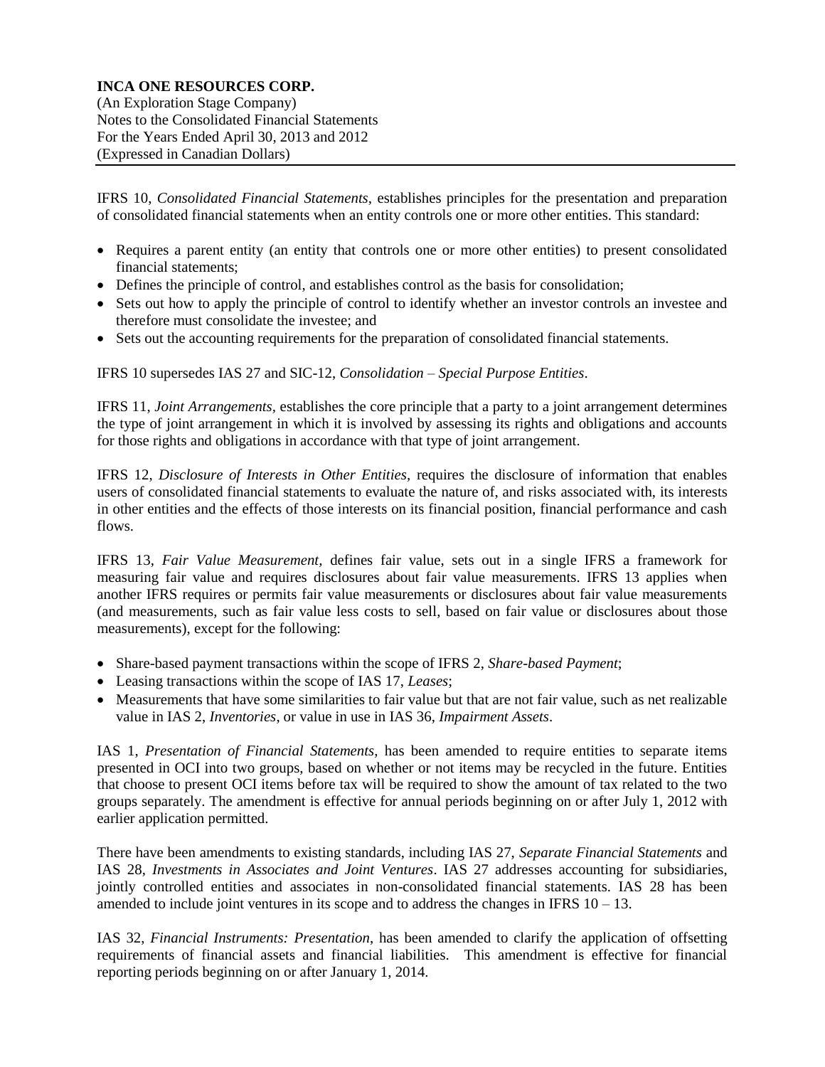IFRS 10, *Consolidated Financial Statements*, establishes principles for the presentation and preparation of consolidated financial statements when an entity controls one or more other entities. This standard:

- Requires a parent entity (an entity that controls one or more other entities) to present consolidated financial statements;
- Defines the principle of control, and establishes control as the basis for consolidation;
- Sets out how to apply the principle of control to identify whether an investor controls an investee and therefore must consolidate the investee; and
- Sets out the accounting requirements for the preparation of consolidated financial statements.

IFRS 10 supersedes IAS 27 and SIC-12, *Consolidation – Special Purpose Entities*.

IFRS 11, *Joint Arrangements*, establishes the core principle that a party to a joint arrangement determines the type of joint arrangement in which it is involved by assessing its rights and obligations and accounts for those rights and obligations in accordance with that type of joint arrangement.

IFRS 12, *Disclosure of Interests in Other Entities*, requires the disclosure of information that enables users of consolidated financial statements to evaluate the nature of, and risks associated with, its interests in other entities and the effects of those interests on its financial position, financial performance and cash flows.

IFRS 13, *Fair Value Measurement*, defines fair value, sets out in a single IFRS a framework for measuring fair value and requires disclosures about fair value measurements. IFRS 13 applies when another IFRS requires or permits fair value measurements or disclosures about fair value measurements (and measurements, such as fair value less costs to sell, based on fair value or disclosures about those measurements), except for the following:

- Share-based payment transactions within the scope of IFRS 2, *Share-based Payment*;
- Leasing transactions within the scope of IAS 17, *Leases*;
- Measurements that have some similarities to fair value but that are not fair value, such as net realizable value in IAS 2, *Inventories*, or value in use in IAS 36, *Impairment Assets*.

IAS 1, *Presentation of Financial Statements*, has been amended to require entities to separate items presented in OCI into two groups, based on whether or not items may be recycled in the future. Entities that choose to present OCI items before tax will be required to show the amount of tax related to the two groups separately. The amendment is effective for annual periods beginning on or after July 1, 2012 with earlier application permitted.

There have been amendments to existing standards, including IAS 27, *Separate Financial Statements* and IAS 28, *Investments in Associates and Joint Ventures*. IAS 27 addresses accounting for subsidiaries, jointly controlled entities and associates in non-consolidated financial statements. IAS 28 has been amended to include joint ventures in its scope and to address the changes in IFRS 10 – 13.

IAS 32, *Financial Instruments: Presentation*, has been amended to clarify the application of offsetting requirements of financial assets and financial liabilities. This amendment is effective for financial reporting periods beginning on or after January 1, 2014.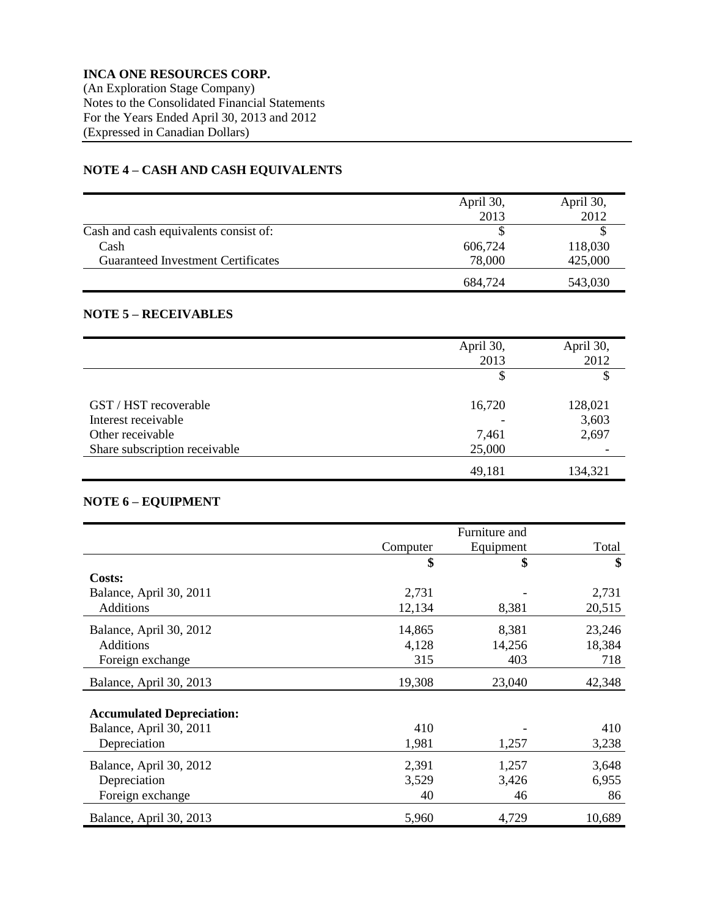**INCA ONE RESOURCES CORP.**
(An Exploration Stage Company)
Notes to the Consolidated Financial Statements
For the Years Ended April 30, 2013 and 2012
(Expressed in Canadian Dollars)

## NOTE 4 – CASH AND CASH EQUIVALENTS

| | April 30, 2013 | April 30, 2012 |
|---|---|---|
| Cash and cash equivalents consist of: | $ | $ |
| Cash | 606,724 | 118,030 |
| Guaranteed Investment Certificates | 78,000 | 425,000 |
| | 684,724 | 543,030 |

## NOTE 5 – RECEIVABLES

| | April 30, 2013 | April 30, 2012 |
|---|---|---|
| | $ | $ |
| GST / HST recoverable | 16,720 | 128,021 |
| Interest receivable | - | 3,603 |
| Other receivable | 7,461 | 2,697 |
| Share subscription receivable | 25,000 | - |
| | 49,181 | 134,321 |

## NOTE 6 – EQUIPMENT

| | Computer | Furniture and Equipment | Total |
|---|---|---|---|
| | **$** | **$** | **$** |
| **Costs:** | | | |
| Balance, April 30, 2011 | 2,731 | - | 2,731 |
| Additions | 12,134 | 8,381 | 20,515 |
| Balance, April 30, 2012 | 14,865 | 8,381 | 23,246 |
| Additions | 4,128 | 14,256 | 18,384 |
| Foreign exchange | 315 | 403 | 718 |
| Balance, April 30, 2013 | 19,308 | 23,040 | 42,348 |
| **Accumulated Depreciation:** | | | |
| Balance, April 30, 2011 | 410 | - | 410 |
| Depreciation | 1,981 | 1,257 | 3,238 |
| Balance, April 30, 2012 | 2,391 | 1,257 | 3,648 |
| Depreciation | 3,529 | 3,426 | 6,955 |
| Foreign exchange | 40 | 46 | 86 |
| Balance, April 30, 2013 | 5,960 | 4,729 | 10,689 |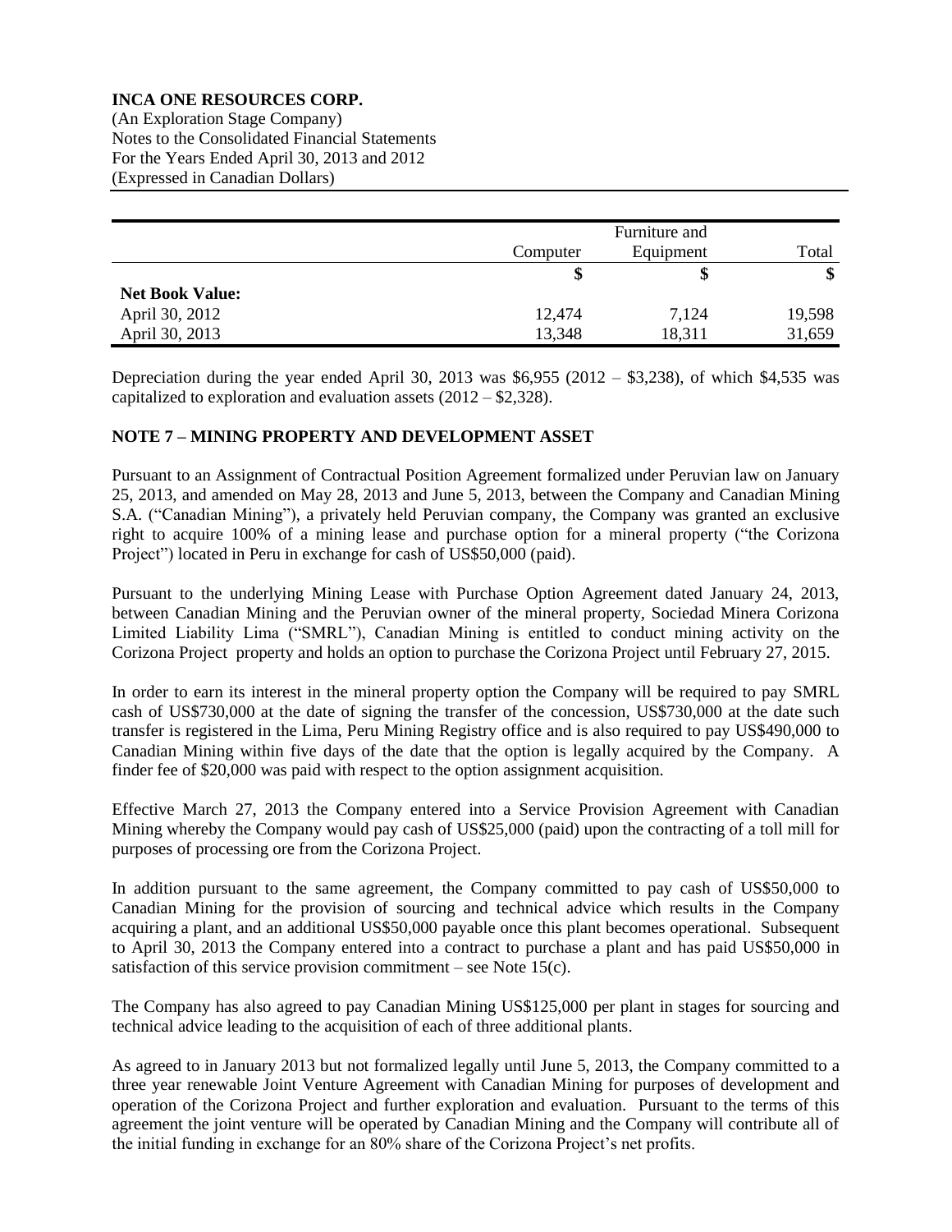| | Computer | Furniture and Equipment | Total |
|---|---|---|---|
| | $ | $ | $ |
| **Net Book Value:** | | | |
| April 30, 2012 | 12,474 | 7,124 | 19,598 |
| April 30, 2013 | 13,348 | 18,311 | 31,659 |

Depreciation during the year ended April 30, 2013 was $6,955 (2012 – $3,238), of which $4,535 was capitalized to exploration and evaluation assets (2012 – $2,328).

## NOTE 7 – MINING PROPERTY AND DEVELOPMENT ASSET

Pursuant to an Assignment of Contractual Position Agreement formalized under Peruvian law on January 25, 2013, and amended on May 28, 2013 and June 5, 2013, between the Company and Canadian Mining S.A. ("Canadian Mining"), a privately held Peruvian company, the Company was granted an exclusive right to acquire 100% of a mining lease and purchase option for a mineral property ("the Corizona Project") located in Peru in exchange for cash of US$50,000 (paid).

Pursuant to the underlying Mining Lease with Purchase Option Agreement dated January 24, 2013, between Canadian Mining and the Peruvian owner of the mineral property, Sociedad Minera Corizona Limited Liability Lima ("SMRL"), Canadian Mining is entitled to conduct mining activity on the Corizona Project property and holds an option to purchase the Corizona Project until February 27, 2015.

In order to earn its interest in the mineral property option the Company will be required to pay SMRL cash of US$730,000 at the date of signing the transfer of the concession, US$730,000 at the date such transfer is registered in the Lima, Peru Mining Registry office and is also required to pay US$490,000 to Canadian Mining within five days of the date that the option is legally acquired by the Company. A finder fee of $20,000 was paid with respect to the option assignment acquisition.

Effective March 27, 2013 the Company entered into a Service Provision Agreement with Canadian Mining whereby the Company would pay cash of US$25,000 (paid) upon the contracting of a toll mill for purposes of processing ore from the Corizona Project.

In addition pursuant to the same agreement, the Company committed to pay cash of US$50,000 to Canadian Mining for the provision of sourcing and technical advice which results in the Company acquiring a plant, and an additional US$50,000 payable once this plant becomes operational. Subsequent to April 30, 2013 the Company entered into a contract to purchase a plant and has paid US$50,000 in satisfaction of this service provision commitment – see Note 15(c).

The Company has also agreed to pay Canadian Mining US$125,000 per plant in stages for sourcing and technical advice leading to the acquisition of each of three additional plants.

As agreed to in January 2013 but not formalized legally until June 5, 2013, the Company committed to a three year renewable Joint Venture Agreement with Canadian Mining for purposes of development and operation of the Corizona Project and further exploration and evaluation. Pursuant to the terms of this agreement the joint venture will be operated by Canadian Mining and the Company will contribute all of the initial funding in exchange for an 80% share of the Corizona Project's net profits.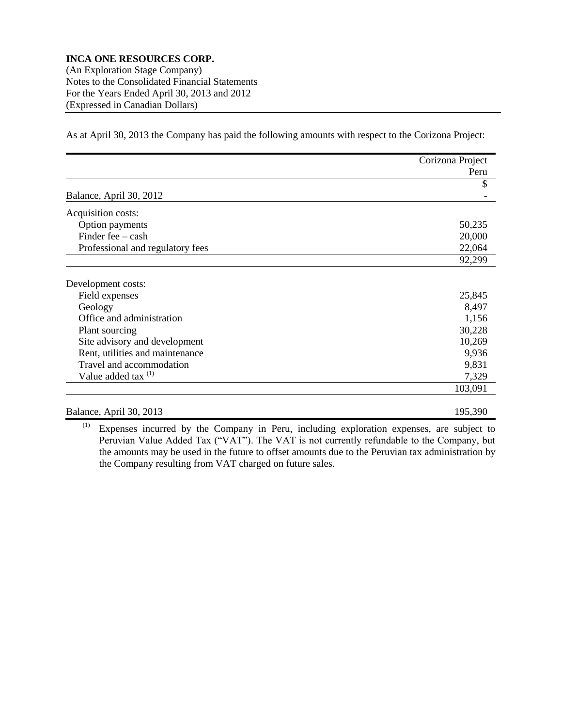As at April 30, 2013 the Company has paid the following amounts with respect to the Corizona Project:

| | Corizona Project Peru |
|---|---|
| | $ |
| Balance, April 30, 2012 | - |
| Acquisition costs: | |
| Option payments | 50,235 |
| Finder fee – cash | 20,000 |
| Professional and regulatory fees | 22,064 |
| | 92,299 |
| Development costs: | |
| Field expenses | 25,845 |
| Geology | 8,497 |
| Office and administration | 1,156 |
| Plant sourcing | 30,228 |
| Site advisory and development | 10,269 |
| Rent, utilities and maintenance | 9,936 |
| Travel and accommodation | 9,831 |
| Value added tax (1) | 7,329 |
| | 103,091 |
| Balance, April 30, 2013 | 195,390 |

(1) Expenses incurred by the Company in Peru, including exploration expenses, are subject to Peruvian Value Added Tax ("VAT"). The VAT is not currently refundable to the Company, but the amounts may be used in the future to offset amounts due to the Peruvian tax administration by the Company resulting from VAT charged on future sales.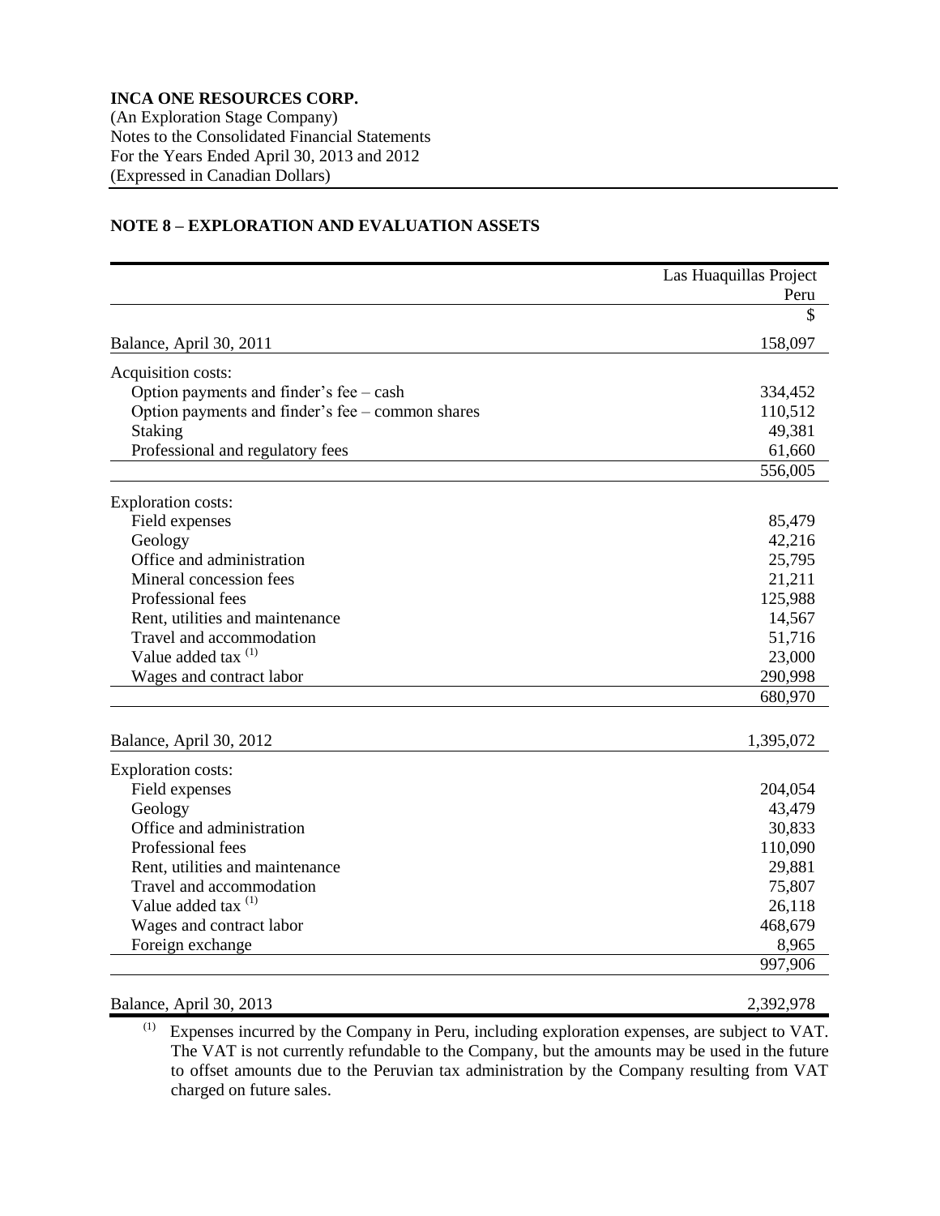## NOTE 8 – EXPLORATION AND EVALUATION ASSETS

| | Las Huaquillas Project Peru |
|---|---|
| | $ |
| Balance, April 30, 2011 | 158,097 |
| Acquisition costs: | |
| Option payments and finder's fee – cash | 334,452 |
| Option payments and finder's fee – common shares | 110,512 |
| Staking | 49,381 |
| Professional and regulatory fees | 61,660 |
| | 556,005 |
| Exploration costs: | |
| Field expenses | 85,479 |
| Geology | 42,216 |
| Office and administration | 25,795 |
| Mineral concession fees | 21,211 |
| Professional fees | 125,988 |
| Rent, utilities and maintenance | 14,567 |
| Travel and accommodation | 51,716 |
| Value added tax [(1)] | 23,000 |
| Wages and contract labor | 290,998 |
| | 680,970 |
| Balance, April 30, 2012 | 1,395,072 |
| Exploration costs: | |
| Field expenses | 204,054 |
| Geology | 43,479 |
| Office and administration | 30,833 |
| Professional fees | 110,090 |
| Rent, utilities and maintenance | 29,881 |
| Travel and accommodation | 75,807 |
| Value added tax [(1)] | 26,118 |
| Wages and contract labor | 468,679 |
| Foreign exchange | 8,965 |
| | 997,906 |
| Balance, April 30, 2013 | 2,392,978 |

[(1)] Expenses incurred by the Company in Peru, including exploration expenses, are subject to VAT. The VAT is not currently refundable to the Company, but the amounts may be used in the future to offset amounts due to the Peruvian tax administration by the Company resulting from VAT charged on future sales.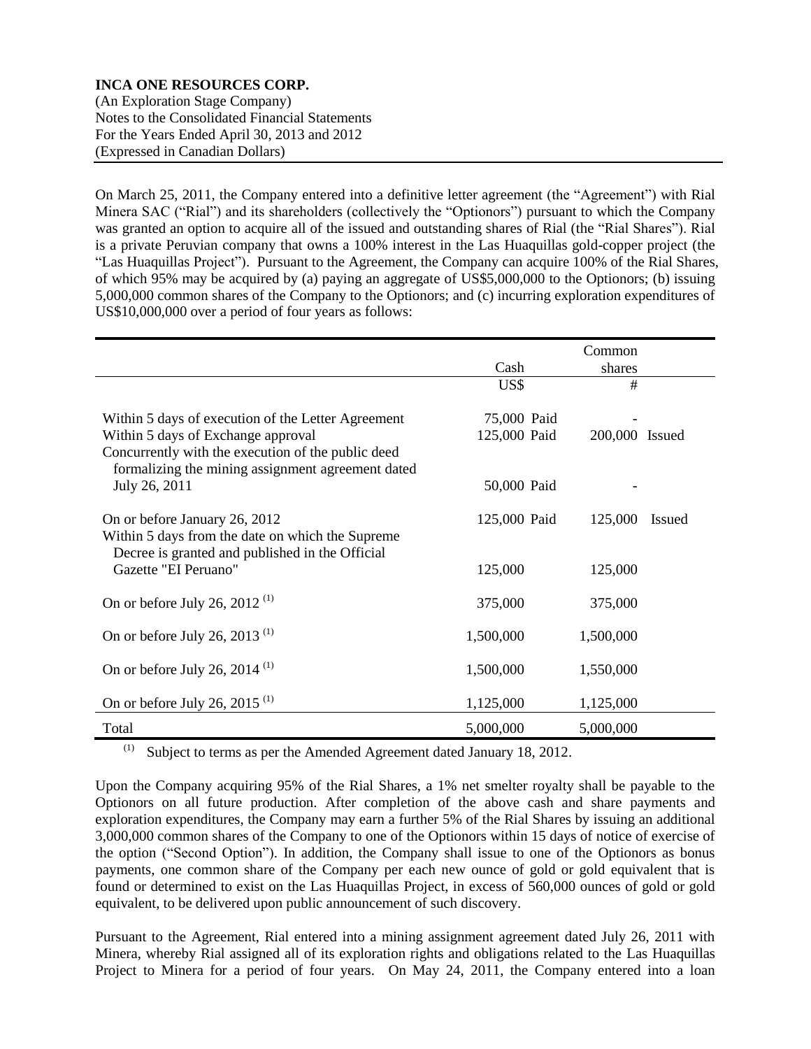**INCA ONE RESOURCES CORP.**
(An Exploration Stage Company)
Notes to the Consolidated Financial Statements
For the Years Ended April 30, 2013 and 2012
(Expressed in Canadian Dollars)

On March 25, 2011, the Company entered into a definitive letter agreement (the "Agreement") with Rial Minera SAC ("Rial") and its shareholders (collectively the "Optionors") pursuant to which the Company was granted an option to acquire all of the issued and outstanding shares of Rial (the "Rial Shares"). Rial is a private Peruvian company that owns a 100% interest in the Las Huaquillas gold-copper project (the "Las Huaquillas Project"). Pursuant to the Agreement, the Company can acquire 100% of the Rial Shares, of which 95% may be acquired by (a) paying an aggregate of US$5,000,000 to the Optionors; (b) issuing 5,000,000 common shares of the Company to the Optionors; and (c) incurring exploration expenditures of US$10,000,000 over a period of four years as follows:

| | Cash | | Common shares | |
|---|---|---|---|---|
| | US$ | | # | |
| Within 5 days of execution of the Letter Agreement | 75,000 | Paid | - | |
| Within 5 days of Exchange approval | 125,000 | Paid | 200,000 | Issued |
| Concurrently with the execution of the public deed formalizing the mining assignment agreement dated July 26, 2011 | 50,000 | Paid | - | |
| On or before January 26, 2012 | 125,000 | Paid | 125,000 | Issued |
| Within 5 days from the date on which the Supreme Decree is granted and published in the Official Gazette "El Peruano" | 125,000 | | 125,000 | |
| On or before July 26, 2012 [(1)] | 375,000 | | 375,000 | |
| On or before July 26, 2013 [(1)] | 1,500,000 | | 1,500,000 | |
| On or before July 26, 2014 [(1)] | 1,500,000 | | 1,550,000 | |
| On or before July 26, 2015 [(1)] | 1,125,000 | | 1,125,000 | |
| Total | 5,000,000 | | 5,000,000 | |

(1) Subject to terms as per the Amended Agreement dated January 18, 2012.

Upon the Company acquiring 95% of the Rial Shares, a 1% net smelter royalty shall be payable to the Optionors on all future production. After completion of the above cash and share payments and exploration expenditures, the Company may earn a further 5% of the Rial Shares by issuing an additional 3,000,000 common shares of the Company to one of the Optionors within 15 days of notice of exercise of the option ("Second Option"). In addition, the Company shall issue to one of the Optionors as bonus payments, one common share of the Company per each new ounce of gold or gold equivalent that is found or determined to exist on the Las Huaquillas Project, in excess of 560,000 ounces of gold or gold equivalent, to be delivered upon public announcement of such discovery.

Pursuant to the Agreement, Rial entered into a mining assignment agreement dated July 26, 2011 with Minera, whereby Rial assigned all of its exploration rights and obligations related to the Las Huaquillas Project to Minera for a period of four years. On May 24, 2011, the Company entered into a loan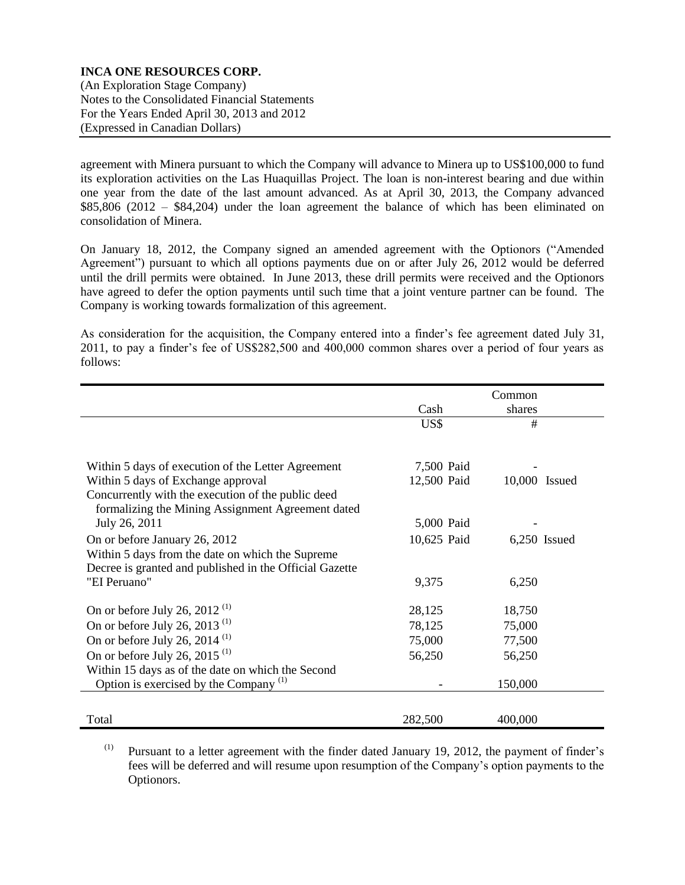agreement with Minera pursuant to which the Company will advance to Minera up to US$100,000 to fund its exploration activities on the Las Huaquillas Project. The loan is non-interest bearing and due within one year from the date of the last amount advanced. As at April 30, 2013, the Company advanced $85,806 (2012 – $84,204) under the loan agreement the balance of which has been eliminated on consolidation of Minera.

On January 18, 2012, the Company signed an amended agreement with the Optionors ("Amended Agreement") pursuant to which all options payments due on or after July 26, 2012 would be deferred until the drill permits were obtained. In June 2013, these drill permits were received and the Optionors have agreed to defer the option payments until such time that a joint venture partner can be found. The Company is working towards formalization of this agreement.

As consideration for the acquisition, the Company entered into a finder's fee agreement dated July 31, 2011, to pay a finder's fee of US$282,500 and 400,000 common shares over a period of four years as follows:

| | Cash | | Common shares | |
|---|---|---|---|---|
| | US$ | | # | |
| Within 5 days of execution of the Letter Agreement | 7,500 | Paid | - | |
| Within 5 days of Exchange approval | 12,500 | Paid | 10,000 | Issued |
| Concurrently with the execution of the public deed formalizing the Mining Assignment Agreement dated July 26, 2011 | 5,000 | Paid | - | |
| On or before January 26, 2012 | 10,625 | Paid | 6,250 | Issued |
| Within 5 days from the date on which the Supreme Decree is granted and published in the Official Gazette "EI Peruano" | 9,375 | | 6,250 | |
| On or before July 26, 2012 [(1)] | 28,125 | | 18,750 | |
| On or before July 26, 2013 [(1)] | 78,125 | | 75,000 | |
| On or before July 26, 2014 [(1)] | 75,000 | | 77,500 | |
| On or before July 26, 2015 [(1)] | 56,250 | | 56,250 | |
| Within 15 days as of the date on which the Second Option is exercised by the Company [(1)] | - | | 150,000 | |
| Total | 282,500 | | 400,000 | |

(1) Pursuant to a letter agreement with the finder dated January 19, 2012, the payment of finder's fees will be deferred and will resume upon resumption of the Company's option payments to the Optionors.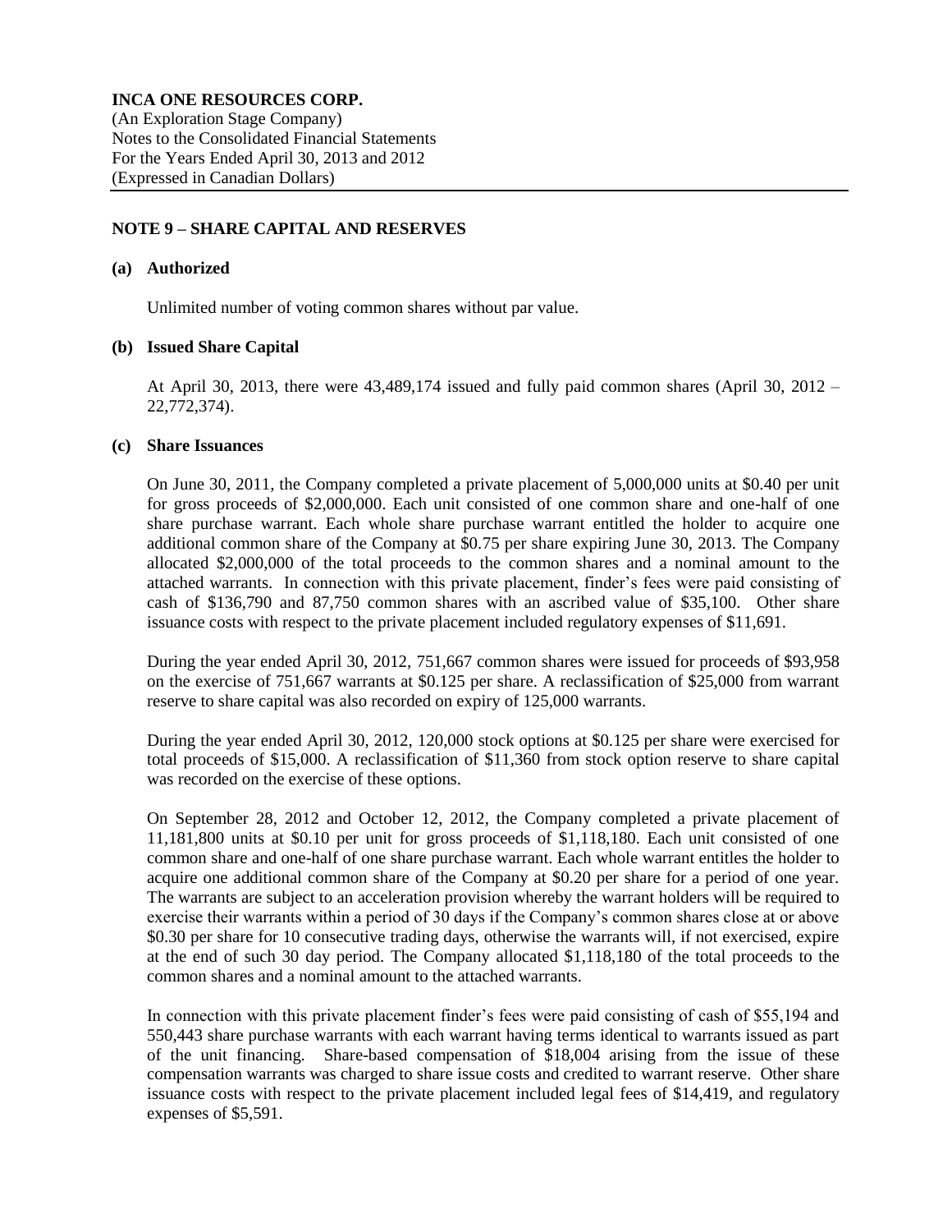**NOTE 9 – SHARE CAPITAL AND RESERVES**

**(a) Authorized**

Unlimited number of voting common shares without par value.

**(b) Issued Share Capital**

At April 30, 2013, there were 43,489,174 issued and fully paid common shares (April 30, 2012 – 22,772,374).

**(c) Share Issuances**

On June 30, 2011, the Company completed a private placement of 5,000,000 units at $0.40 per unit for gross proceeds of $2,000,000. Each unit consisted of one common share and one-half of one share purchase warrant. Each whole share purchase warrant entitled the holder to acquire one additional common share of the Company at $0.75 per share expiring June 30, 2013. The Company allocated $2,000,000 of the total proceeds to the common shares and a nominal amount to the attached warrants. In connection with this private placement, finder's fees were paid consisting of cash of $136,790 and 87,750 common shares with an ascribed value of $35,100. Other share issuance costs with respect to the private placement included regulatory expenses of $11,691.

During the year ended April 30, 2012, 751,667 common shares were issued for proceeds of $93,958 on the exercise of 751,667 warrants at $0.125 per share. A reclassification of $25,000 from warrant reserve to share capital was also recorded on expiry of 125,000 warrants.

During the year ended April 30, 2012, 120,000 stock options at $0.125 per share were exercised for total proceeds of $15,000. A reclassification of $11,360 from stock option reserve to share capital was recorded on the exercise of these options.

On September 28, 2012 and October 12, 2012, the Company completed a private placement of 11,181,800 units at $0.10 per unit for gross proceeds of $1,118,180. Each unit consisted of one common share and one-half of one share purchase warrant. Each whole share purchase warrant entitles the holder to acquire one additional common share of the Company at $0.20 per share for a period of one year. The warrants are subject to an acceleration provision whereby the warrant holders will be required to exercise their warrants within a period of 30 days if the Company's common shares close at or above $0.30 per share for 10 consecutive trading days, otherwise the warrants will, if not exercised, expire at the end of such 30 day period. The Company allocated $1,118,180 of the total proceeds to the common shares and a nominal amount to the attached warrants.

In connection with this private placement finder's fees were paid consisting of cash of $55,194 and 550,443 share purchase warrants with each warrant having terms identical to warrants issued as part of the unit financing. Share-based compensation of $18,004 arising from the issue of these compensation warrants was charged to share issue costs and credited to warrant reserve. Other share issuance costs with respect to the private placement included legal fees of $14,419, and regulatory expenses of $5,591.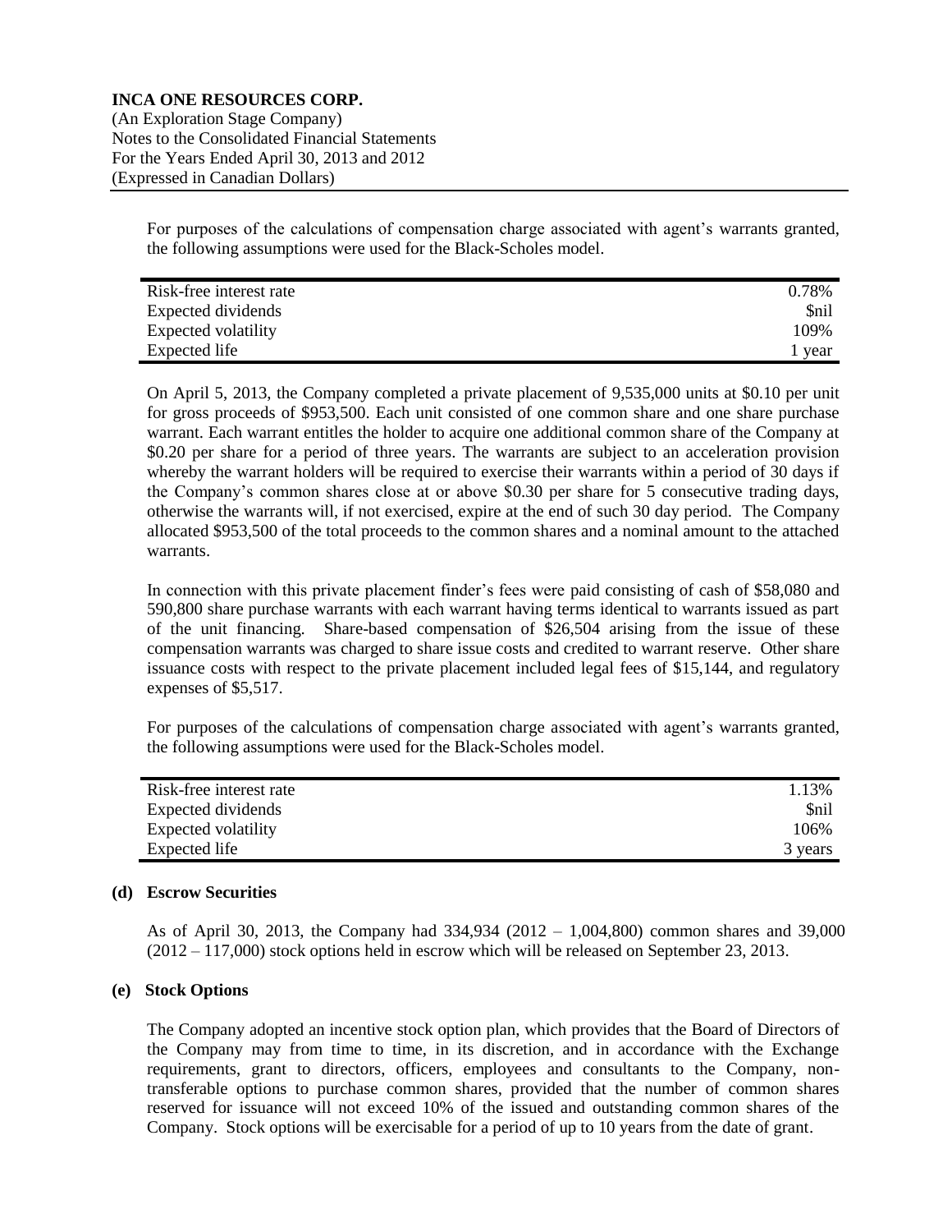For purposes of the calculations of compensation charge associated with agent's warrants granted, the following assumptions were used for the Black-Scholes model.

| | |
|---|---|
| Risk-free interest rate | 0.78% |
| Expected dividends | $nil |
| Expected volatility | 109% |
| Expected life | 1 year |

On April 5, 2013, the Company completed a private placement of 9,535,000 units at $0.10 per unit for gross proceeds of $953,500. Each unit consisted of one common share and one share purchase warrant. Each warrant entitles the holder to acquire one additional common share of the Company at $0.20 per share for a period of three years. The warrants are subject to an acceleration provision whereby the warrant holders will be required to exercise their warrants within a period of 30 days if the Company's common shares close at or above $0.30 per share for 5 consecutive trading days, otherwise the warrants will, if not exercised, expire at the end of such 30 day period. The Company allocated $953,500 of the total proceeds to the common shares and a nominal amount to the attached warrants.

In connection with this private placement finder's fees were paid consisting of cash of $58,080 and 590,800 share purchase warrants with each warrant having terms identical to warrants issued as part of the unit financing. Share-based compensation of $26,504 arising from the issue of these compensation warrants was charged to share issue costs and credited to warrant reserve. Other share issuance costs with respect to the private placement included legal fees of $15,144, and regulatory expenses of $5,517.

For purposes of the calculations of compensation charge associated with agent's warrants granted, the following assumptions were used for the Black-Scholes model.

| | |
|---|---|
| Risk-free interest rate | 1.13% |
| Expected dividends | $nil |
| Expected volatility | 106% |
| Expected life | 3 years |

**(d) Escrow Securities**

As of April 30, 2013, the Company had 334,934 (2012 – 1,004,800) common shares and 39,000 (2012 – 117,000) stock options held in escrow which will be released on September 23, 2013.

**(e) Stock Options**

The Company adopted an incentive stock option plan, which provides that the Board of Directors of the Company may from time to time, in its discretion, and in accordance with the Exchange requirements, grant to directors, officers, employees and consultants to the Company, non-transferable options to purchase common shares, provided that the number of common shares reserved for issuance will not exceed 10% of the issued and outstanding common shares of the Company. Stock options will be exercisable for a period of up to 10 years from the date of grant.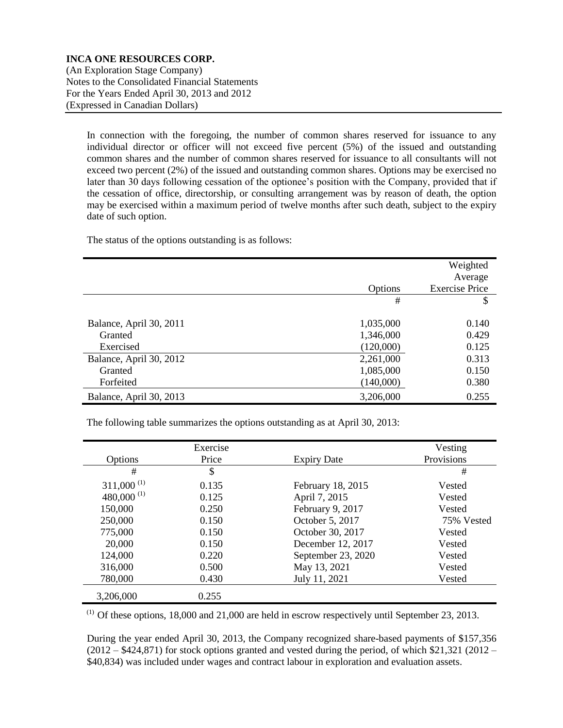In connection with the foregoing, the number of common shares reserved for issuance to any individual director or officer will not exceed five percent (5%) of the issued and outstanding common shares and the number of common shares reserved for issuance to all consultants will not exceed two percent (2%) of the issued and outstanding common shares. Options may be exercised no later than 30 days following cessation of the optionee's position with the Company, provided that if the cessation of office, directorship, or consulting arrangement was by reason of death, the option may be exercised within a maximum period of twelve months after such death, subject to the expiry date of such option.

The status of the options outstanding is as follows:

| | Options | Weighted Average Exercise Price |
|---|---|---|
| | # | $ |
| Balance, April 30, 2011 | 1,035,000 | 0.140 |
| Granted | 1,346,000 | 0.429 |
| Exercised | (120,000) | 0.125 |
| Balance, April 30, 2012 | 2,261,000 | 0.313 |
| Granted | 1,085,000 | 0.150 |
| Forfeited | (140,000) | 0.380 |
| Balance, April 30, 2013 | 3,206,000 | 0.255 |

The following table summarizes the options outstanding as at April 30, 2013:

| Options | Exercise Price | Expiry Date | Vesting Provisions |
|---|---|---|---|
| # | $ | | # |
| 311,000 (1) | 0.135 | February 18, 2015 | Vested |
| 480,000 (1) | 0.125 | April 7, 2015 | Vested |
| 150,000 | 0.250 | February 9, 2017 | Vested |
| 250,000 | 0.150 | October 5, 2017 | 75% Vested |
| 775,000 | 0.150 | October 30, 2017 | Vested |
| 20,000 | 0.150 | December 12, 2017 | Vested |
| 124,000 | 0.220 | September 23, 2020 | Vested |
| 316,000 | 0.500 | May 13, 2021 | Vested |
| 780,000 | 0.430 | July 11, 2021 | Vested |
| 3,206,000 | 0.255 | | |

(1) Of these options, 18,000 and 21,000 are held in escrow respectively until September 23, 2013.

During the year ended April 30, 2013, the Company recognized share-based payments of $157,356 (2012 – $424,871) for stock options granted and vested during the period, of which $21,321 (2012 – $40,834) was included under wages and contract labour in exploration and evaluation assets.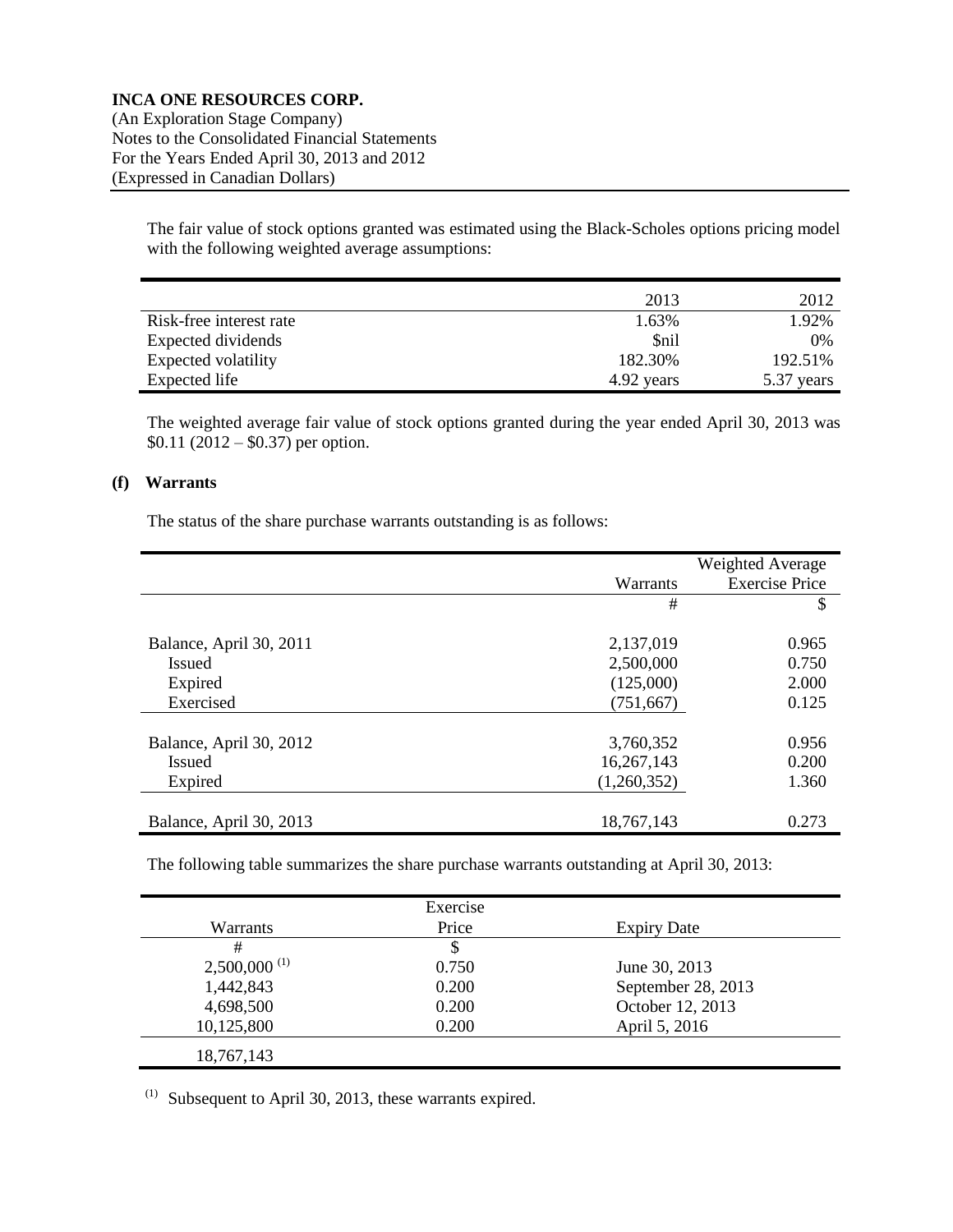The fair value of stock options granted was estimated using the Black-Scholes options pricing model with the following weighted average assumptions:

| | 2013 | 2012 |
|---|---|---|
| Risk-free interest rate | 1.63% | 1.92% |
| Expected dividends | $nil | 0% |
| Expected volatility | 182.30% | 192.51% |
| Expected life | 4.92 years | 5.37 years |

The weighted average fair value of stock options granted during the year ended April 30, 2013 was $0.11 (2012 – $0.37) per option.

**(f) Warrants**

The status of the share purchase warrants outstanding is as follows:

| | Warrants | Weighted Average Exercise Price |
|---|---|---|
| | # | $ |
| Balance, April 30, 2011 | 2,137,019 | 0.965 |
| Issued | 2,500,000 | 0.750 |
| Expired | (125,000) | 2.000 |
| Exercised | (751,667) | 0.125 |
| Balance, April 30, 2012 | 3,760,352 | 0.956 |
| Issued | 16,267,143 | 0.200 |
| Expired | (1,260,352) | 1.360 |
| Balance, April 30, 2013 | 18,767,143 | 0.273 |

The following table summarizes the share purchase warrants outstanding at April 30, 2013:

| Warrants | Exercise Price | Expiry Date |
|---|---|---|
| # | $ | |
| 2,500,000 [(1)] | 0.750 | June 30, 2013 |
| 1,442,843 | 0.200 | September 28, 2013 |
| 4,698,500 | 0.200 | October 12, 2013 |
| 10,125,800 | 0.200 | April 5, 2016 |
| 18,767,143 | | |

[(1)] Subsequent to April 30, 2013, these warrants expired.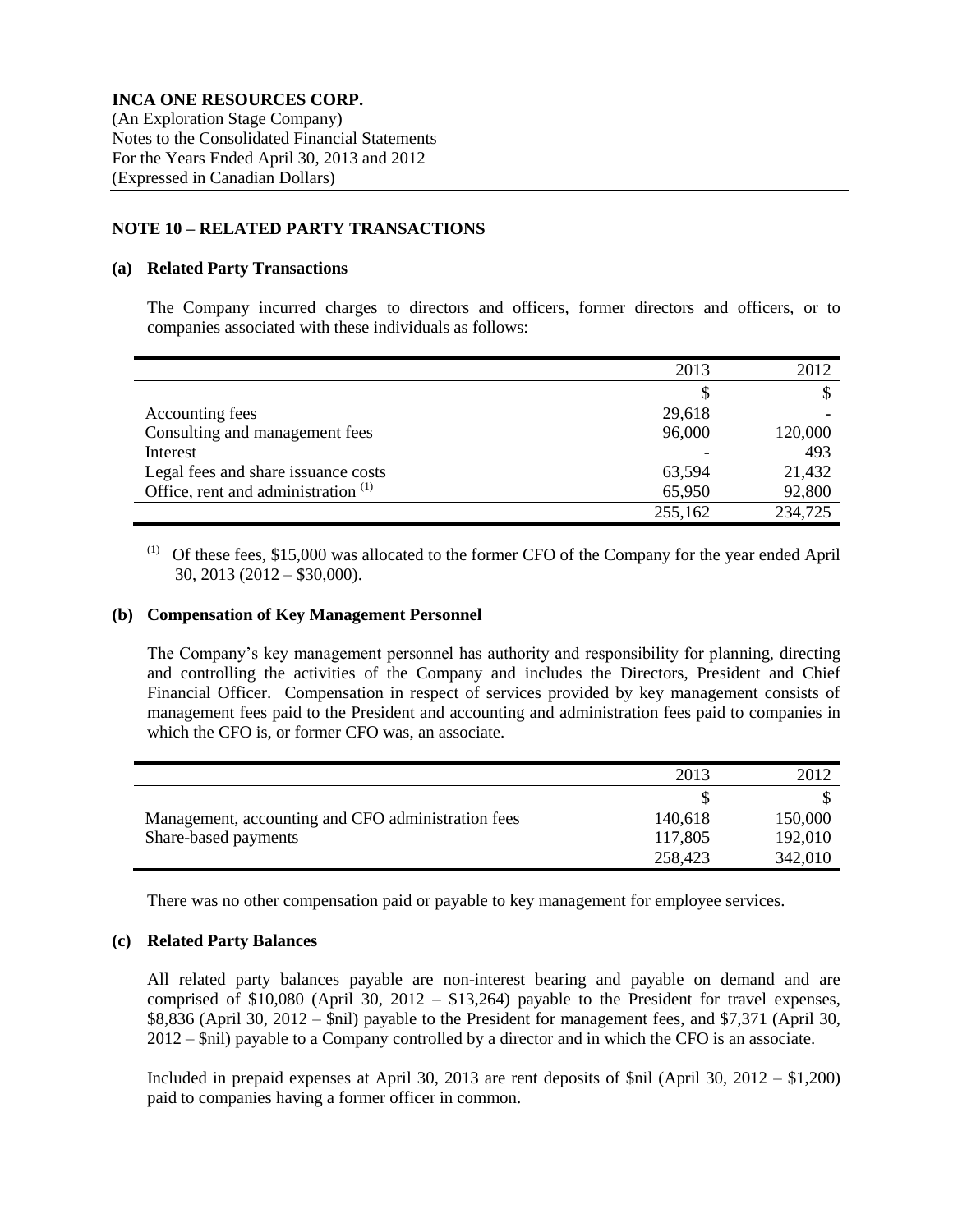**INCA ONE RESOURCES CORP.**
(An Exploration Stage Company)
Notes to the Consolidated Financial Statements
For the Years Ended April 30, 2013 and 2012
(Expressed in Canadian Dollars)

## NOTE 10 – RELATED PARTY TRANSACTIONS

### (a) Related Party Transactions

The Company incurred charges to directors and officers, former directors and officers, or to companies associated with these individuals as follows:

| | 2013 | 2012 |
|---|---:|---:|
| | $ | $ |
| Accounting fees | 29,618 | - |
| Consulting and management fees | 96,000 | 120,000 |
| Interest | - | 493 |
| Legal fees and share issuance costs | 63,594 | 21,432 |
| Office, rent and administration [1] | 65,950 | 92,800 |
| | 255,162 | 234,725 |

[1] Of these fees, $15,000 was allocated to the former CFO of the Company for the year ended April 30, 2013 (2012 – $30,000).

### (b) Compensation of Key Management Personnel

The Company's key management personnel has authority and responsibility for planning, directing and controlling the activities of the Company and includes the Directors, President and Chief Financial Officer. Compensation in respect of services provided by key management consists of management fees paid to the President and accounting and administration fees paid to companies in which the CFO is, or former CFO was, an associate.

| | 2013 | 2012 |
|---|---:|---:|
| | $ | $ |
| Management, accounting and CFO administration fees | 140,618 | 150,000 |
| Share-based payments | 117,805 | 192,010 |
| | 258,423 | 342,010 |

There was no other compensation paid or payable to key management for employee services.

### (c) Related Party Balances

All related party balances payable are non-interest bearing and payable on demand and are comprised of $10,080 (April 30, 2012 – $13,264) payable to the President for travel expenses, $8,836 (April 30, 2012 – $nil) payable to the President for management fees, and $7,371 (April 30, 2012 – $nil) payable to a Company controlled by a director and in which the CFO is an associate.

Included in prepaid expenses at April 30, 2013 are rent deposits of $nil (April 30, 2012 – $1,200) paid to companies having a former officer in common.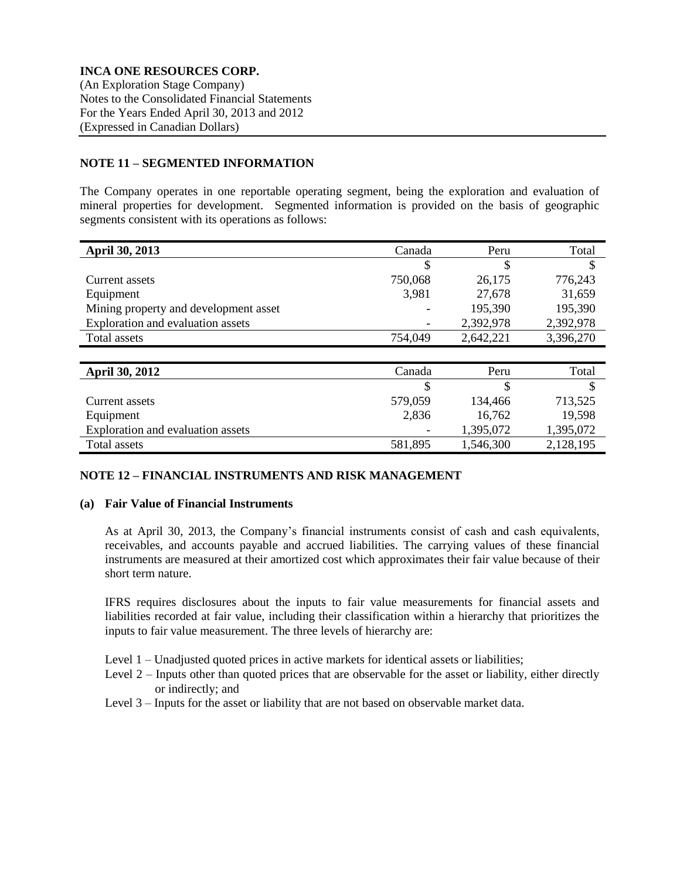**INCA ONE RESOURCES CORP.**
(An Exploration Stage Company)
Notes to the Consolidated Financial Statements
For the Years Ended April 30, 2013 and 2012
(Expressed in Canadian Dollars)

## NOTE 11 – SEGMENTED INFORMATION

The Company operates in one reportable operating segment, being the exploration and evaluation of mineral properties for development. Segmented information is provided on the basis of geographic segments consistent with its operations as follows:

| **April 30, 2013** | Canada | Peru | Total |
|---|---|---|---|
| | $ | $ | $ |
| Current assets | 750,068 | 26,175 | 776,243 |
| Equipment | 3,981 | 27,678 | 31,659 |
| Mining property and development asset | - | 195,390 | 195,390 |
| Exploration and evaluation assets | - | 2,392,978 | 2,392,978 |
| Total assets | 754,049 | 2,642,221 | 3,396,270 |

| **April 30, 2012** | Canada | Peru | Total |
|---|---|---|---|
| | $ | $ | $ |
| Current assets | 579,059 | 134,466 | 713,525 |
| Equipment | 2,836 | 16,762 | 19,598 |
| Exploration and evaluation assets | - | 1,395,072 | 1,395,072 |
| Total assets | 581,895 | 1,546,300 | 2,128,195 |

## NOTE 12 – FINANCIAL INSTRUMENTS AND RISK MANAGEMENT

### (a) Fair Value of Financial Instruments

As at April 30, 2013, the Company's financial instruments consist of cash and cash equivalents, receivables, and accounts payable and accrued liabilities. The carrying values of these financial instruments are measured at their amortized cost which approximates their fair value because of their short term nature.

IFRS requires disclosures about the inputs to fair value measurements for financial assets and liabilities recorded at fair value, including their classification within a hierarchy that prioritizes the inputs to fair value measurement. The three levels of hierarchy are:

- Level 1 – Unadjusted quoted prices in active markets for identical assets or liabilities;
- Level 2 – Inputs other than quoted prices that are observable for the asset or liability, either directly or indirectly; and
- Level 3 – Inputs for the asset or liability that are not based on observable market data.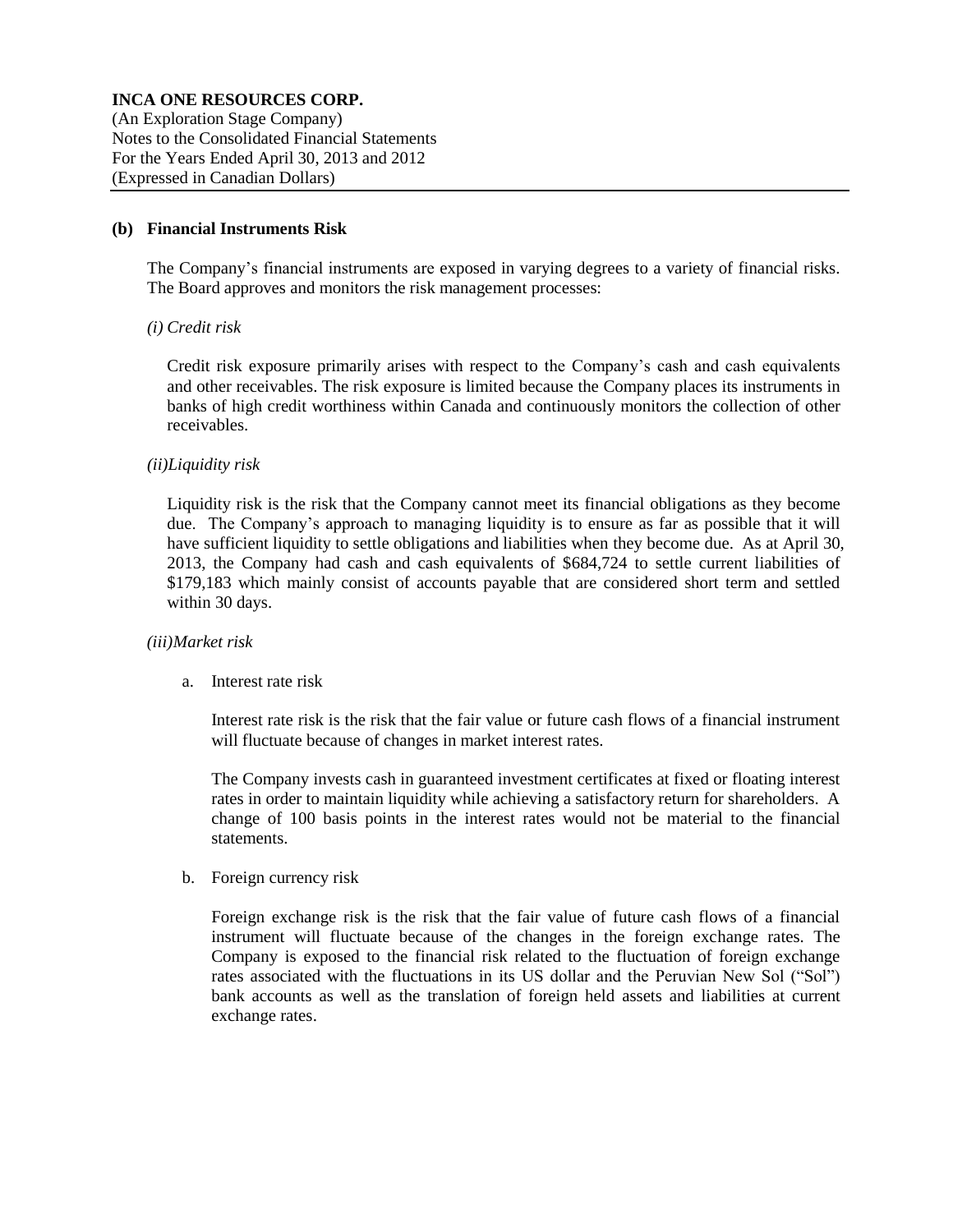### (b) Financial Instruments Risk

The Company's financial instruments are exposed in varying degrees to a variety of financial risks. The Board approves and monitors the risk management processes:

*(i) Credit risk*

Credit risk exposure primarily arises with respect to the Company's cash and cash equivalents and other receivables. The risk exposure is limited because the Company places its instruments in banks of high credit worthiness within Canada and continuously monitors the collection of other receivables.

*(ii)Liquidity risk*

Liquidity risk is the risk that the Company cannot meet its financial obligations as they become due. The Company's approach to managing liquidity is to ensure as far as possible that it will have sufficient liquidity to settle obligations and liabilities when they become due. As at April 30, 2013, the Company had cash and cash equivalents of $684,724 to settle current liabilities of $179,183 which mainly consist of accounts payable that are considered short term and settled within 30 days.

*(iii)Market risk*

a. Interest rate risk

Interest rate risk is the risk that the fair value or future cash flows of a financial instrument will fluctuate because of changes in market interest rates.

The Company invests cash in guaranteed investment certificates at fixed or floating interest rates in order to maintain liquidity while achieving a satisfactory return for shareholders. A change of 100 basis points in the interest rates would not be material to the financial statements.

b. Foreign currency risk

Foreign exchange risk is the risk that the fair value of future cash flows of a financial instrument will fluctuate because of the changes in the foreign exchange rates. The Company is exposed to the financial risk related to the fluctuation of foreign exchange rates associated with the fluctuations in its US dollar and the Peruvian New Sol ("Sol") bank accounts as well as the translation of foreign held assets and liabilities at current exchange rates.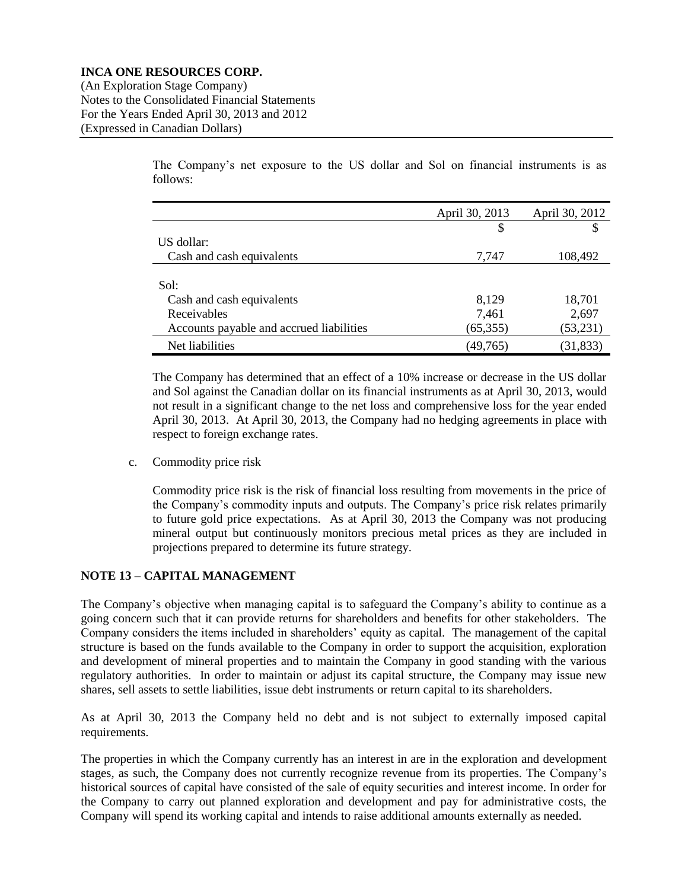The Company's net exposure to the US dollar and Sol on financial instruments is as follows:

| | April 30, 2013 | April 30, 2012 |
|---|---|---|
| | $ | $ |
| US dollar: | | |
| Cash and cash equivalents | 7,747 | 108,492 |
| | | |
| Sol: | | |
| Cash and cash equivalents | 8,129 | 18,701 |
| Receivables | 7,461 | 2,697 |
| Accounts payable and accrued liabilities | (65,355) | (53,231) |
| Net liabilities | (49,765) | (31,833) |

The Company has determined that an effect of a 10% increase or decrease in the US dollar and Sol against the Canadian dollar on its financial instruments as at April 30, 2013, would not result in a significant change to the net loss and comprehensive loss for the year ended April 30, 2013. At April 30, 2013, the Company had no hedging agreements in place with respect to foreign exchange rates.

c. Commodity price risk

Commodity price risk is the risk of financial loss resulting from movements in the price of the Company's commodity inputs and outputs. The Company's price risk relates primarily to future gold price expectations. As at April 30, 2013 the Company was not producing mineral output but continuously monitors precious metal prices as they are included in projections prepared to determine its future strategy.

## NOTE 13 – CAPITAL MANAGEMENT

The Company's objective when managing capital is to safeguard the Company's ability to continue as a going concern such that it can provide returns for shareholders and benefits for other stakeholders. The Company considers the items included in shareholders' equity as capital. The management of the capital structure is based on the funds available to the Company in order to support the acquisition, exploration and development of mineral properties and to maintain the Company in good standing with the various regulatory authorities. In order to maintain or adjust its capital structure, the Company may issue new shares, sell assets to settle liabilities, issue debt instruments or return capital to its shareholders.

As at April 30, 2013 the Company held no debt and is not subject to externally imposed capital requirements.

The properties in which the Company currently has an interest in are in the exploration and development stages, as such, the Company does not currently recognize revenue from its properties. The Company's historical sources of capital have consisted of the sale of equity securities and interest income. In order for the Company to carry out planned exploration and development and pay for administrative costs, the Company will spend its working capital and intends to raise additional amounts externally as needed.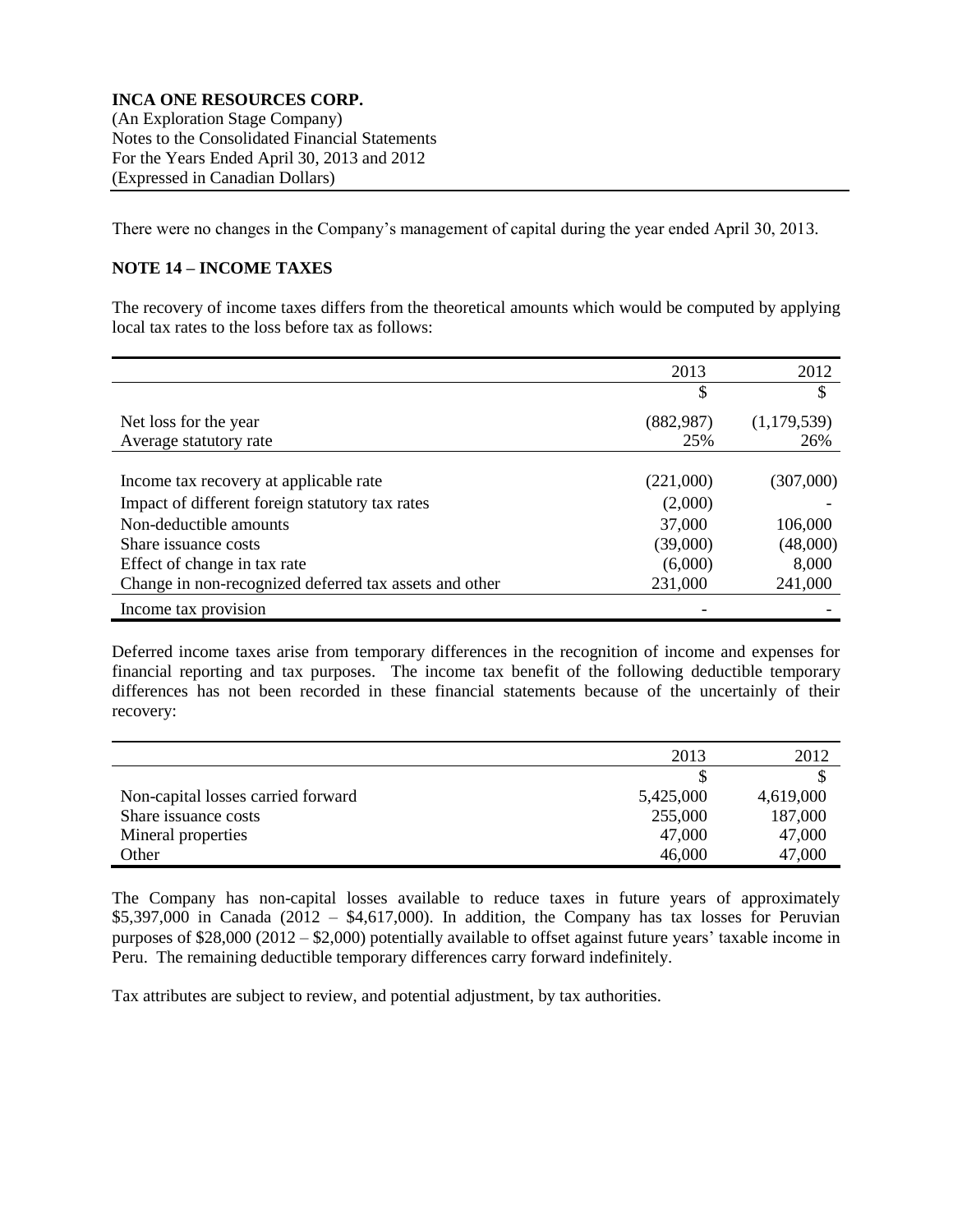There were no changes in the Company's management of capital during the year ended April 30, 2013.

## NOTE 14 – INCOME TAXES

The recovery of income taxes differs from the theoretical amounts which would be computed by applying local tax rates to the loss before tax as follows:

| | 2013 | 2012 |
|---|---|---|
| | $ | $ |
| Net loss for the year | (882,987) | (1,179,539) |
| Average statutory rate | 25% | 26% |
| Income tax recovery at applicable rate | (221,000) | (307,000) |
| Impact of different foreign statutory tax rates | (2,000) | - |
| Non-deductible amounts | 37,000 | 106,000 |
| Share issuance costs | (39,000) | (48,000) |
| Effect of change in tax rate | (6,000) | 8,000 |
| Change in non-recognized deferred tax assets and other | 231,000 | 241,000 |
| Income tax provision | - | - |

Deferred income taxes arise from temporary differences in the recognition of income and expenses for financial reporting and tax purposes. The income tax benefit of the following deductible temporary differences has not been recorded in these financial statements because of the uncertainly of their recovery:

| | 2013 | 2012 |
|---|---|---|
| | $ | $ |
| Non-capital losses carried forward | 5,425,000 | 4,619,000 |
| Share issuance costs | 255,000 | 187,000 |
| Mineral properties | 47,000 | 47,000 |
| Other | 46,000 | 47,000 |

The Company has non-capital losses available to reduce taxes in future years of approximately $5,397,000 in Canada (2012 – $4,617,000). In addition, the Company has tax losses for Peruvian purposes of $28,000 (2012 – $2,000) potentially available to offset against future years' taxable income in Peru. The remaining deductible temporary differences carry forward indefinitely.

Tax attributes are subject to review, and potential adjustment, by tax authorities.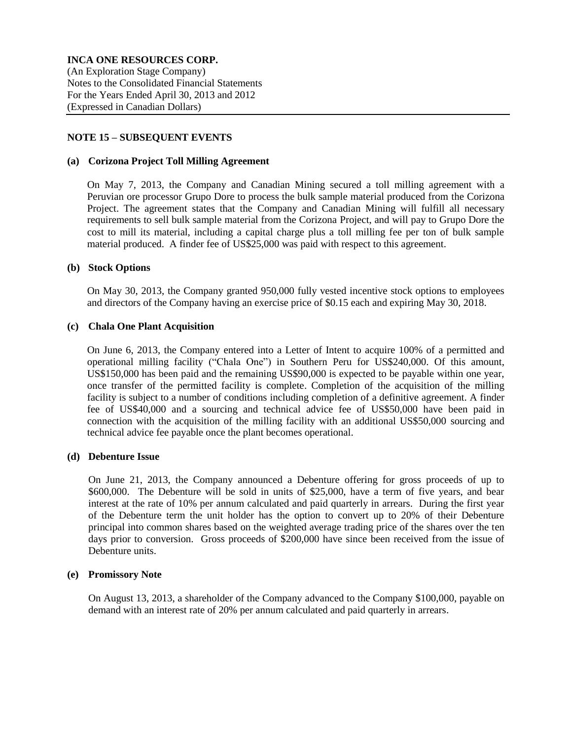## NOTE 15 – SUBSEQUENT EVENTS

### (a) Corizona Project Toll Milling Agreement

On May 7, 2013, the Company and Canadian Mining secured a toll milling agreement with a Peruvian ore processor Grupo Dore to process the bulk sample material produced from the Corizona Project. The agreement states that the Company and Canadian Mining will fulfill all necessary requirements to sell bulk sample material from the Corizona Project, and will pay to Grupo Dore the cost to mill its material, including a capital charge plus a toll milling fee per ton of bulk sample material produced. A finder fee of US$25,000 was paid with respect to this agreement.

### (b) Stock Options

On May 30, 2013, the Company granted 950,000 fully vested incentive stock options to employees and directors of the Company having an exercise price of $0.15 each and expiring May 30, 2018.

### (c) Chala One Plant Acquisition

On June 6, 2013, the Company entered into a Letter of Intent to acquire 100% of a permitted and operational milling facility ("Chala One") in Southern Peru for US$240,000. Of this amount, US$150,000 has been paid and the remaining US$90,000 is expected to be payable within one year, once transfer of the permitted facility is complete. Completion of the acquisition of the milling facility is subject to a number of conditions including completion of a definitive agreement. A finder fee of US$40,000 and a sourcing and technical advice fee of US$50,000 have been paid in connection with the acquisition of the milling facility with an additional US$50,000 sourcing and technical advice fee payable once the plant becomes operational.

### (d) Debenture Issue

On June 21, 2013, the Company announced a Debenture offering for gross proceeds of up to $600,000. The Debenture will be sold in units of $25,000, have a term of five years, and bear interest at the rate of 10% per annum calculated and paid quarterly in arrears. During the first year of the Debenture term the unit holder has the option to convert up to 20% of their Debenture principal into common shares based on the weighted average trading price of the shares over the ten days prior to conversion. Gross proceeds of $200,000 have since been received from the issue of Debenture units.

### (e) Promissory Note

On August 13, 2013, a shareholder of the Company advanced to the Company $100,000, payable on demand with an interest rate of 20% per annum calculated and paid quarterly in arrears.